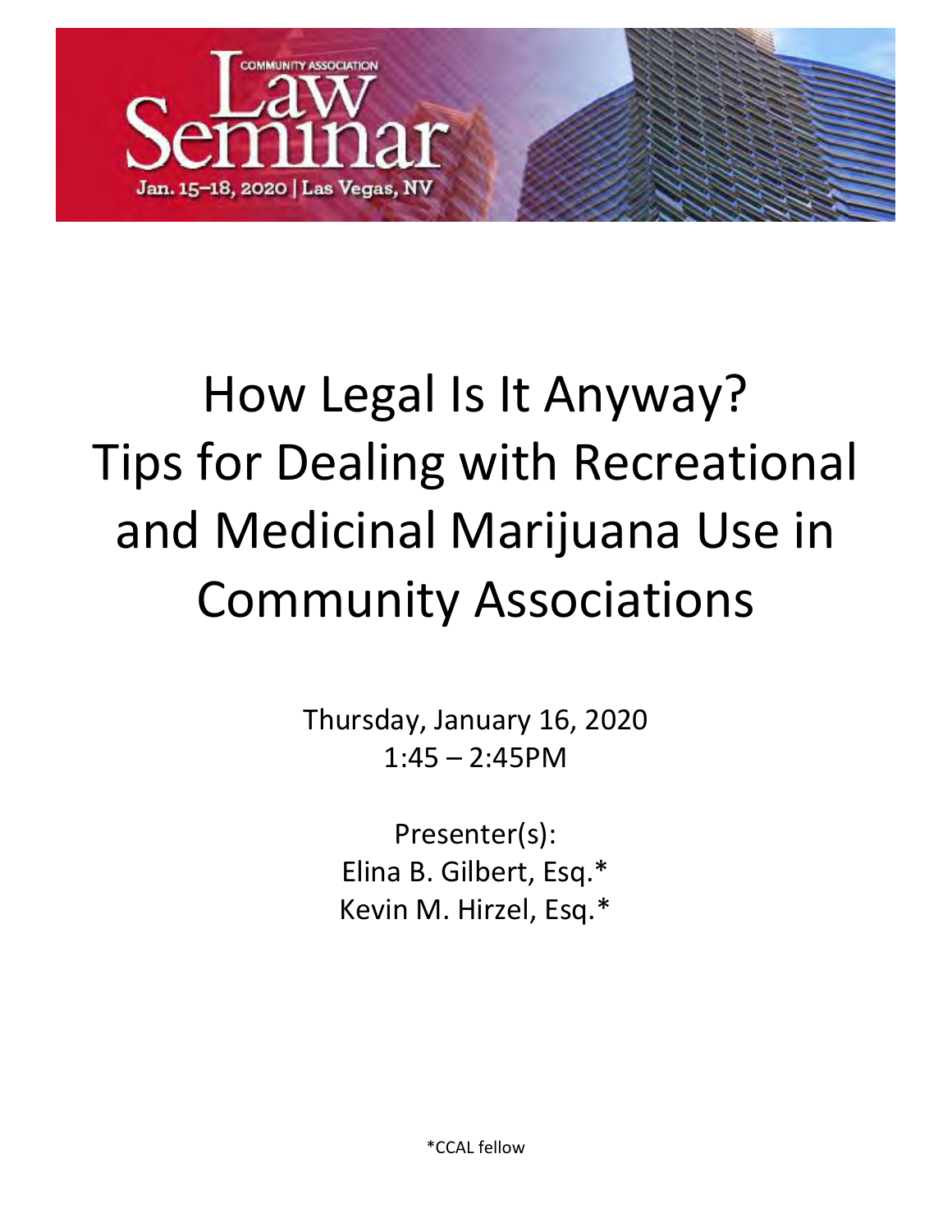COMMUNITY ASSOCIATION

Law Seminar

Jan. 15–18, 2020 | Las Vegas, NV

# How Legal Is It Anyway? Tips for Dealing with Recreational and Medicinal Marijuana Use in Community Associations

Thursday, January 16, 2020
1:45 – 2:45PM

Presenter(s):
Elina B. Gilbert, Esq.*
Kevin M. Hirzel, Esq.*

*CCAL fellow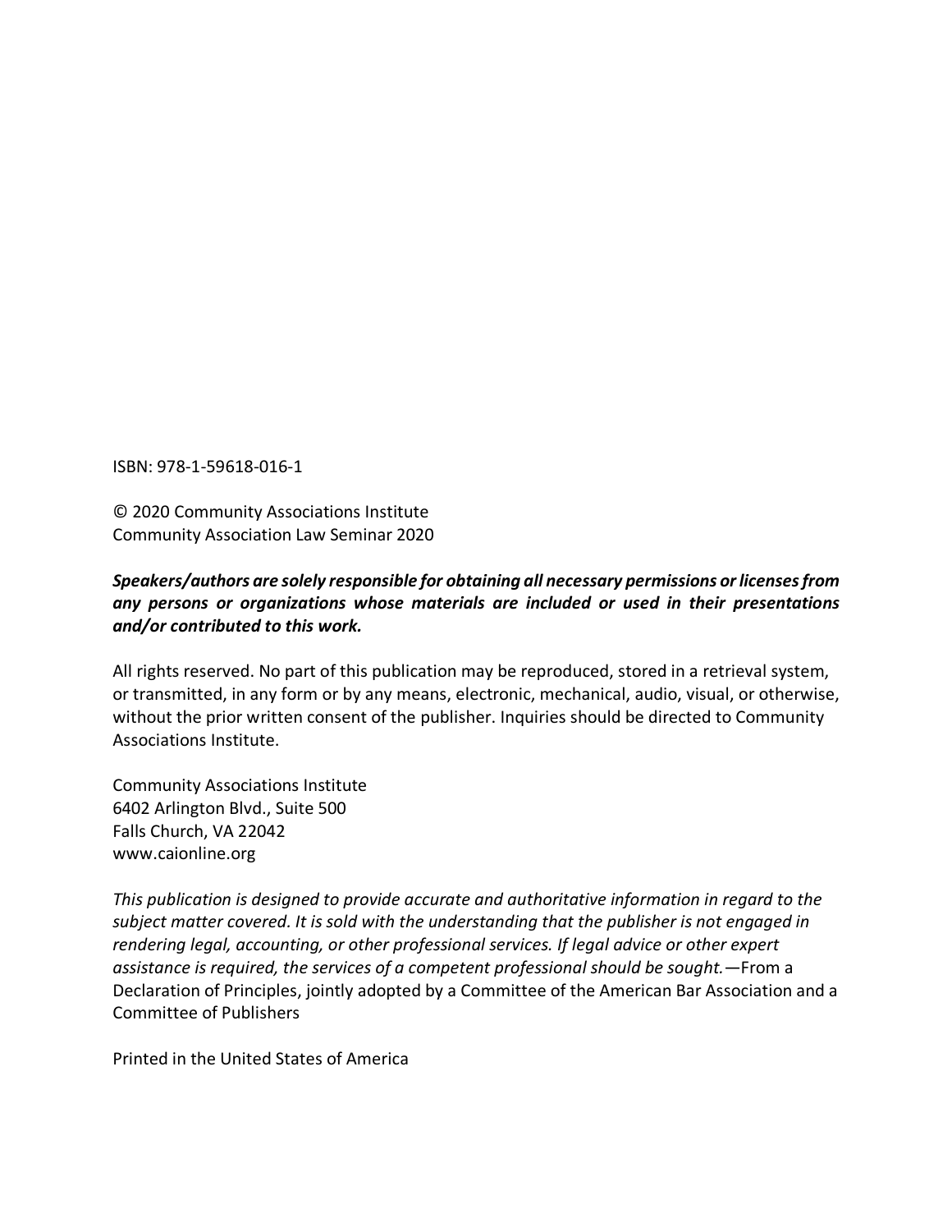ISBN: 978-1-59618-016-1

© 2020 Community Associations Institute
Community Association Law Seminar 2020

***Speakers/authors are solely responsible for obtaining all necessary permissions or licenses from any persons or organizations whose materials are included or used in their presentations and/or contributed to this work.***

All rights reserved. No part of this publication may be reproduced, stored in a retrieval system, or transmitted, in any form or by any means, electronic, mechanical, audio, visual, or otherwise, without the prior written consent of the publisher. Inquiries should be directed to Community Associations Institute.

Community Associations Institute
6402 Arlington Blvd., Suite 500
Falls Church, VA 22042
www.caionline.org

*This publication is designed to provide accurate and authoritative information in regard to the subject matter covered. It is sold with the understanding that the publisher is not engaged in rendering legal, accounting, or other professional services. If legal advice or other expert assistance is required, the services of a competent professional should be sought.*—From a Declaration of Principles, jointly adopted by a Committee of the American Bar Association and a Committee of Publishers

Printed in the United States of America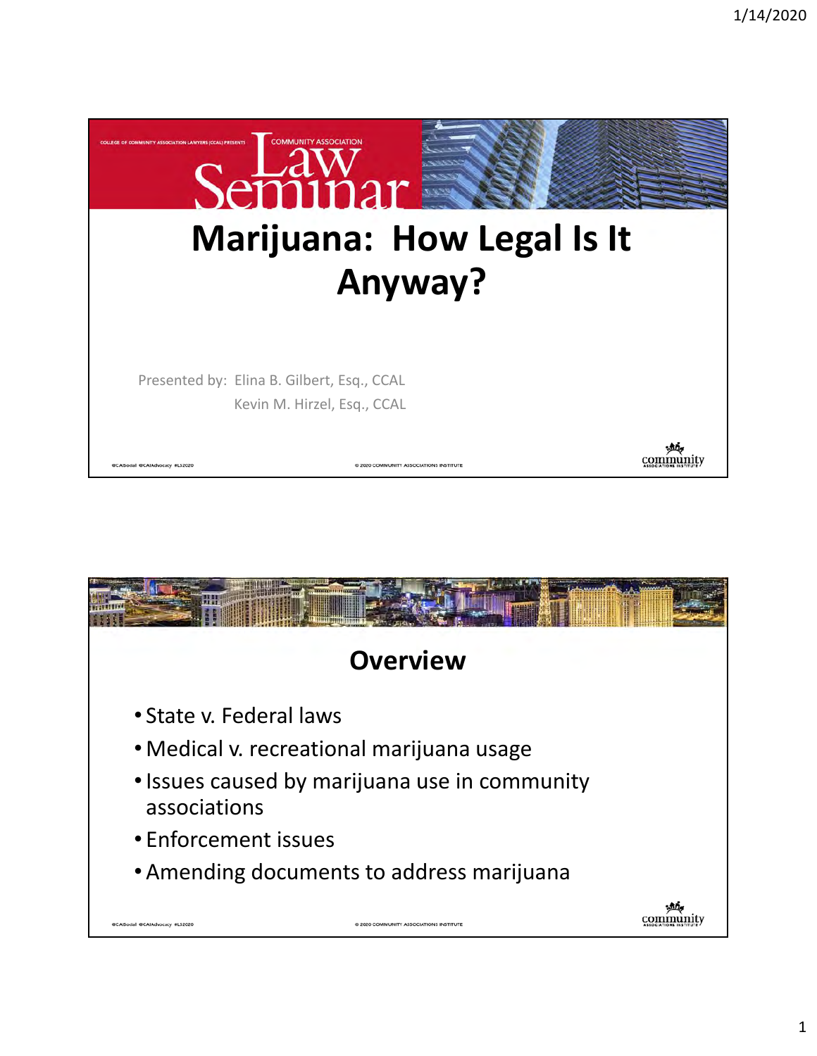COLLEGE OF COMMUNITY ASSOCIATION LAWYERS (CCAL) PRESENTS COMMUNITY ASSOCIATION Law Seminar

# Marijuana: How Legal Is It Anyway?

Presented by: Elina B. Gilbert, Esq., CCAL

Kevin M. Hirzel, Esq., CCAL

## Overview

- State v. Federal laws
- Medical v. recreational marijuana usage
- Issues caused by marijuana use in community associations
- Enforcement issues
- Amending documents to address marijuana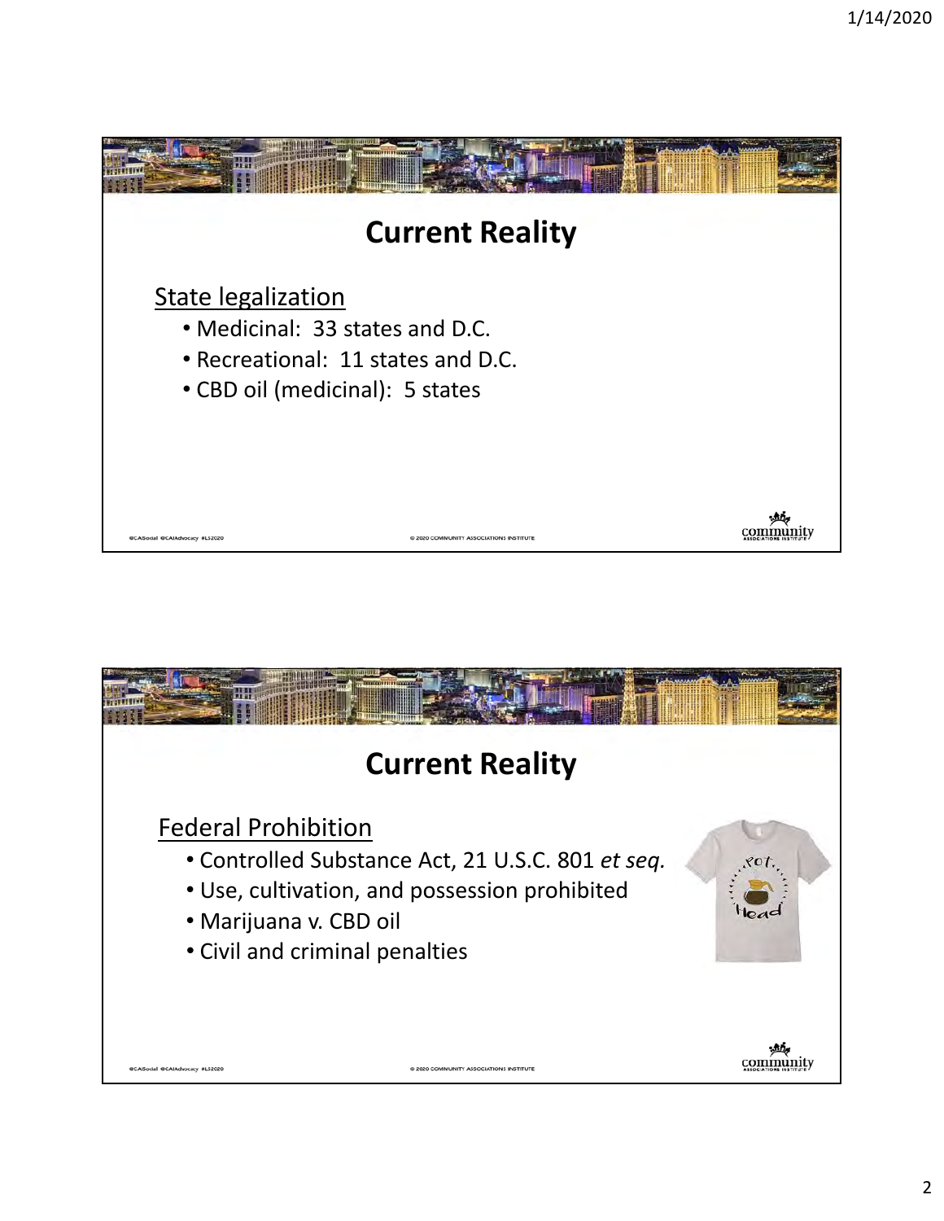## Current Reality

State legalization

- Medicinal: 33 states and D.C.
- Recreational: 11 states and D.C.
- CBD oil (medicinal): 5 states

## Current Reality

Federal Prohibition

- Controlled Substance Act, 21 U.S.C. 801 *et seq.*
- Use, cultivation, and possession prohibited
- Marijuana v. CBD oil
- Civil and criminal penalties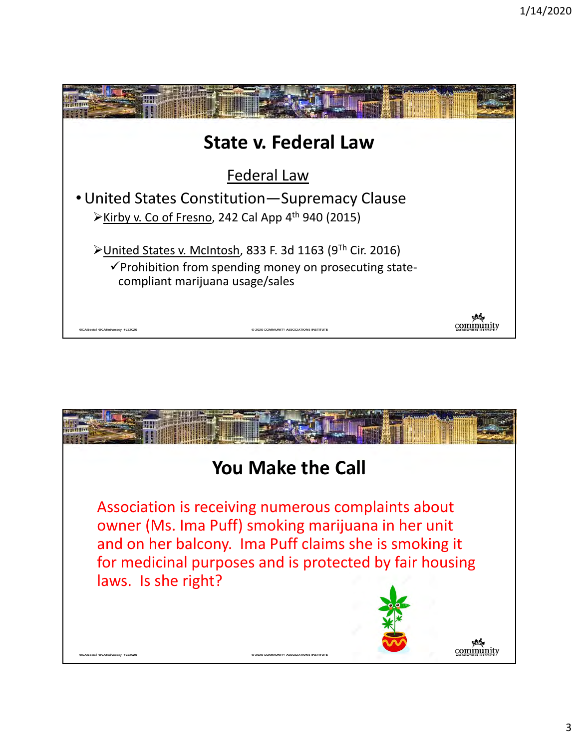## State v. Federal Law

### Federal Law

- United States Constitution—Supremacy Clause
  - Kirby v. Co of Fresno, 242 Cal App 4th 940 (2015)
  - United States v. McIntosh, 833 F. 3d 1163 (9Th Cir. 2016)
    - ✓ Prohibition from spending money on prosecuting state-compliant marijuana usage/sales

## You Make the Call

Association is receiving numerous complaints about owner (Ms. Ima Puff) smoking marijuana in her unit and on her balcony. Ima Puff claims she is smoking it for medicinal purposes and is protected by fair housing laws. Is she right?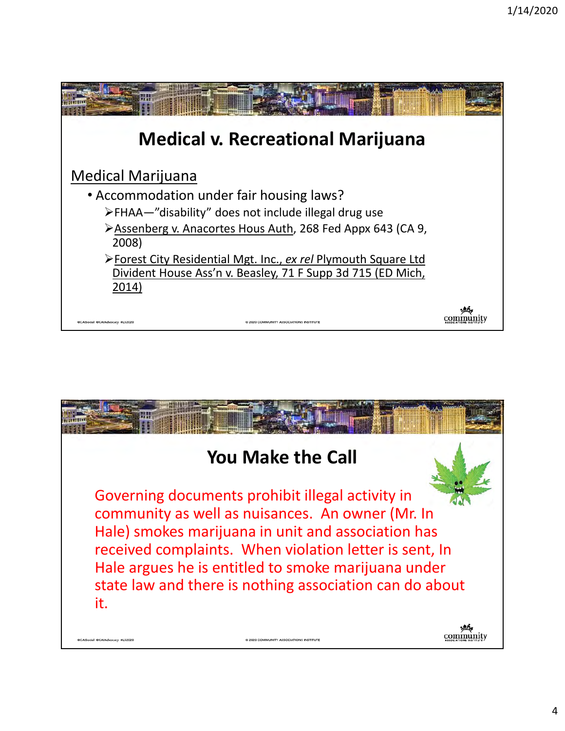## Medical v. Recreational Marijuana

Medical Marijuana

- Accommodation under fair housing laws?
  - FHAA—"disability" does not include illegal drug use
  - Assenberg v. Anacortes Hous Auth, 268 Fed Appx 643 (CA 9, 2008)
  - Forest City Residential Mgt. Inc., *ex rel* Plymouth Square Ltd Divident House Ass'n v. Beasley, 71 F Supp 3d 715 (ED Mich, 2014)

## You Make the Call

Governing documents prohibit illegal activity in community as well as nuisances. An owner (Mr. In Hale) smokes marijuana in unit and association has received complaints. When violation letter is sent, In Hale argues he is entitled to smoke marijuana under state law and there is nothing association can do about it.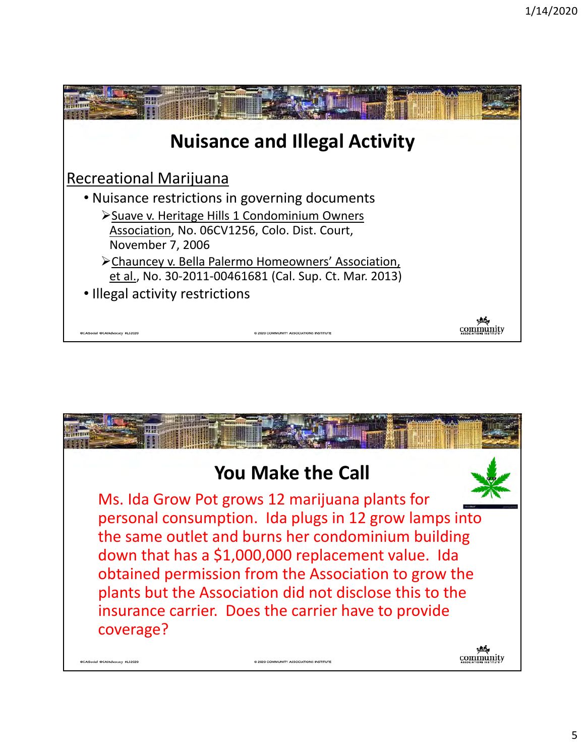## Nuisance and Illegal Activity

Recreational Marijuana

- Nuisance restrictions in governing documents
  - Suave v. Heritage Hills 1 Condominium Owners Association, No. 06CV1256, Colo. Dist. Court, November 7, 2006
  - Chauncey v. Bella Palermo Homeowners' Association, et al., No. 30-2011-00461681 (Cal. Sup. Ct. Mar. 2013)
- Illegal activity restrictions

## You Make the Call

Ms. Ida Grow Pot grows 12 marijuana plants for personal consumption. Ida plugs in 12 grow lamps into the same outlet and burns her condominium building down that has a $1,000,000 replacement value. Ida obtained permission from the Association to grow the plants but the Association did not disclose this to the insurance carrier. Does the carrier have to provide coverage?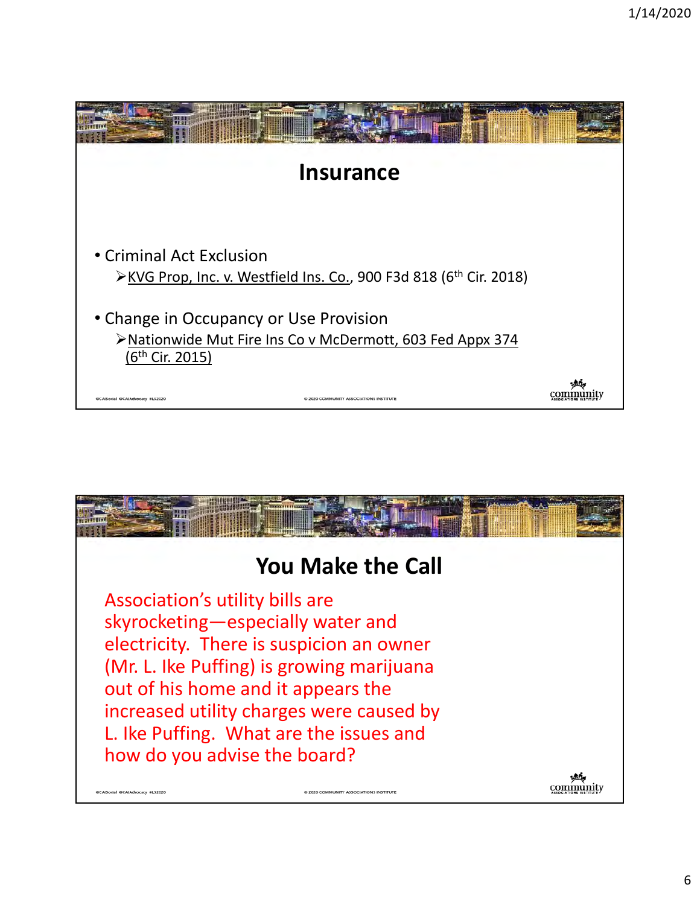## Insurance

- Criminal Act Exclusion
  - KVG Prop, Inc. v. Westfield Ins. Co., 900 F3d 818 (6th Cir. 2018)
- Change in Occupancy or Use Provision
  - Nationwide Mut Fire Ins Co v McDermott, 603 Fed Appx 374 (6th Cir. 2015)

## You Make the Call

Association's utility bills are skyrocketing—especially water and electricity. There is suspicion an owner (Mr. L. Ike Puffing) is growing marijuana out of his home and it appears the increased utility charges were caused by L. Ike Puffing. What are the issues and how do you advise the board?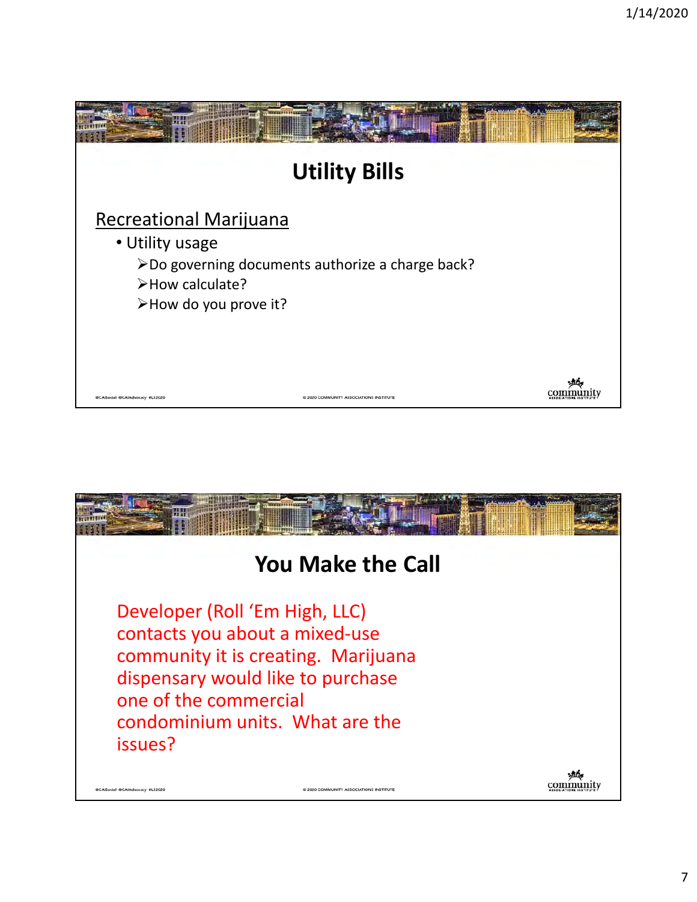## Utility Bills

Recreational Marijuana

- Utility usage
  - Do governing documents authorize a charge back?
  - How calculate?
  - How do you prove it?

## You Make the Call

Developer (Roll 'Em High, LLC) contacts you about a mixed-use community it is creating. Marijuana dispensary would like to purchase one of the commercial condominium units. What are the issues?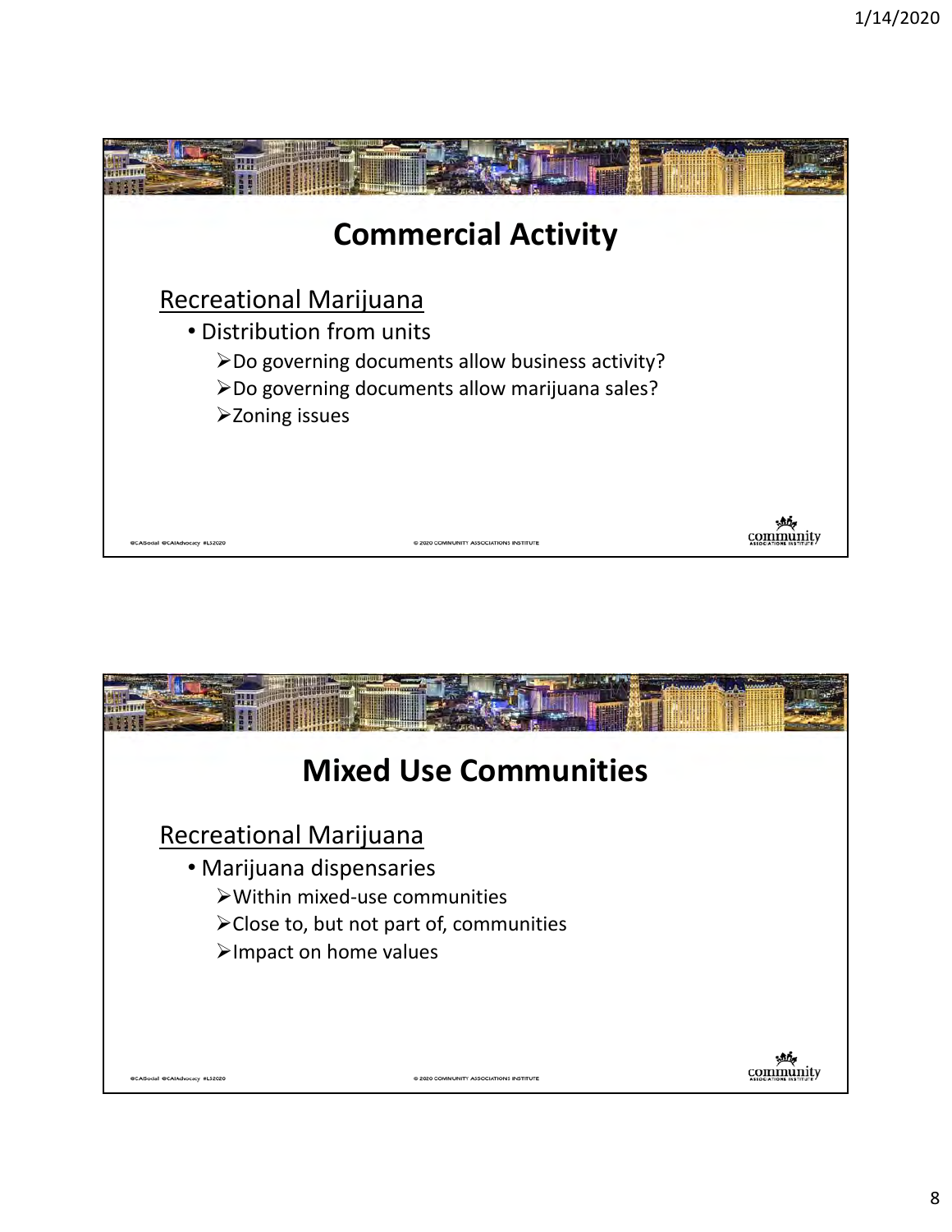## Commercial Activity

Recreational Marijuana

- Distribution from units
  - Do governing documents allow business activity?
  - Do governing documents allow marijuana sales?
  - Zoning issues

## Mixed Use Communities

Recreational Marijuana

- Marijuana dispensaries
  - Within mixed-use communities
  - Close to, but not part of, communities
  - Impact on home values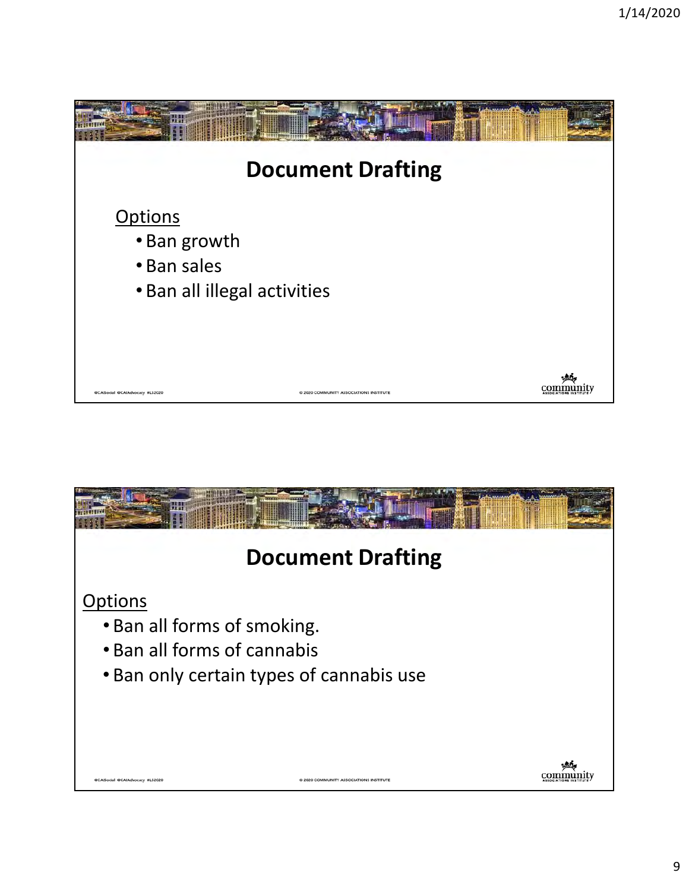## Document Drafting

Options

- Ban growth
- Ban sales
- Ban all illegal activities

## Document Drafting

Options

- Ban all forms of smoking.
- Ban all forms of cannabis
- Ban only certain types of cannabis use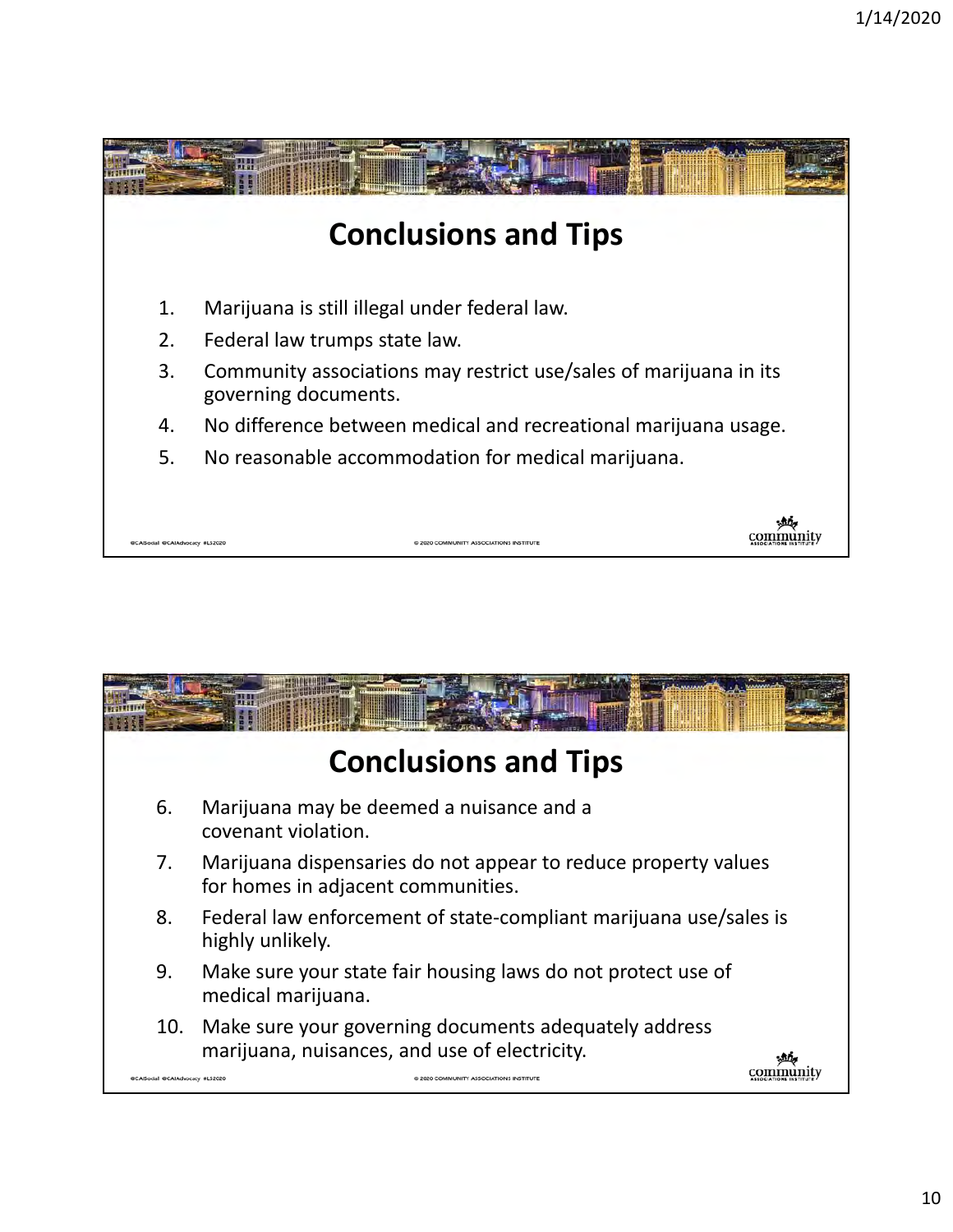## Conclusions and Tips

1. Marijuana is still illegal under federal law.
2. Federal law trumps state law.
3. Community associations may restrict use/sales of marijuana in its governing documents.
4. No difference between medical and recreational marijuana usage.
5. No reasonable accommodation for medical marijuana.

## Conclusions and Tips

6. Marijuana may be deemed a nuisance and a covenant violation.
7. Marijuana dispensaries do not appear to reduce property values for homes in adjacent communities.
8. Federal law enforcement of state-compliant marijuana use/sales is highly unlikely.
9. Make sure your state fair housing laws do not protect use of medical marijuana.
10. Make sure your governing documents adequately address marijuana, nuisances, and use of electricity.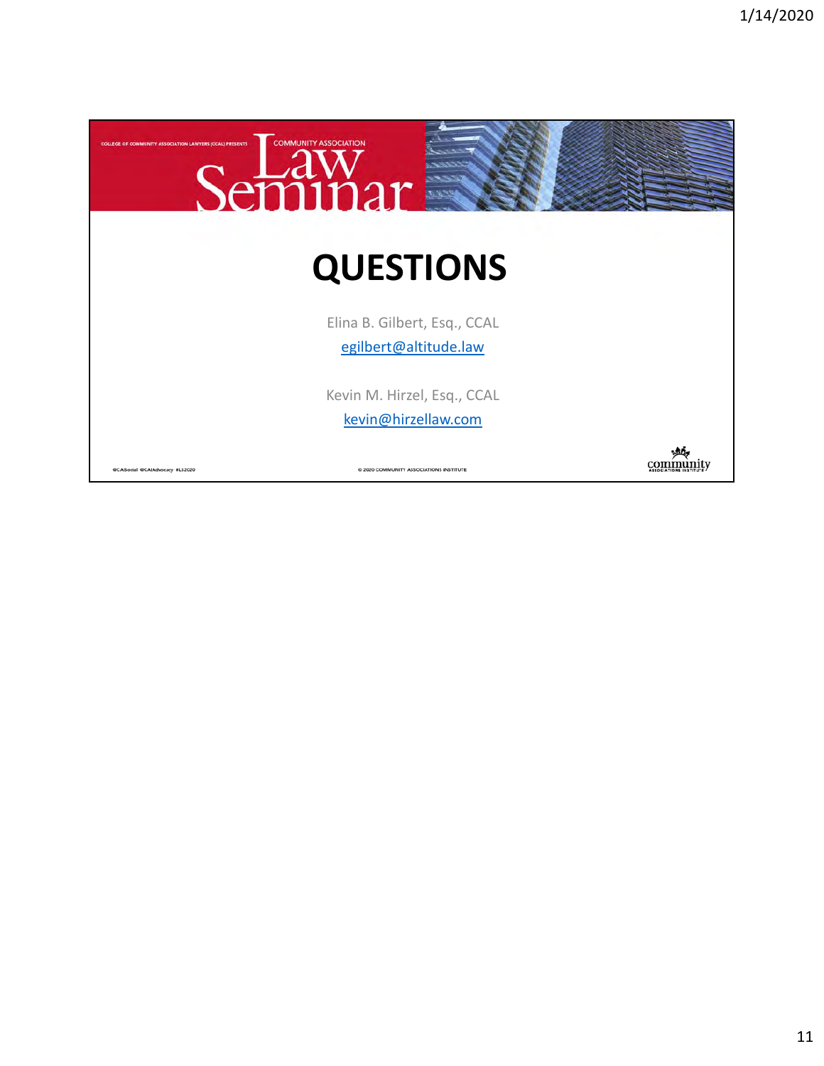# QUESTIONS

Elina B. Gilbert, Esq., CCAL

egilbert@altitude.law

Kevin M. Hirzel, Esq., CCAL

kevin@hirzellaw.com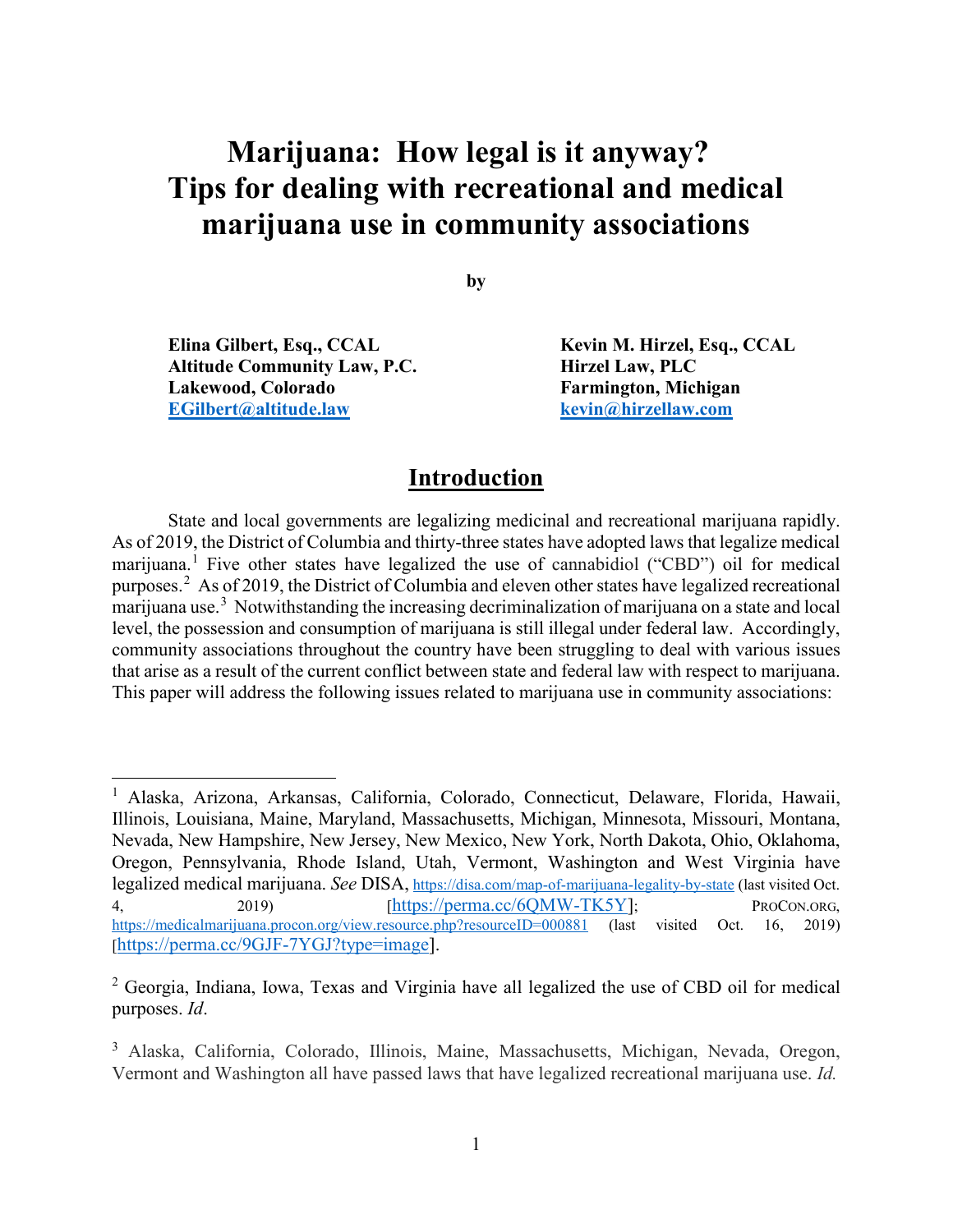# Marijuana: How legal is it anyway? Tips for dealing with recreational and medical marijuana use in community associations

**by**

**Elina Gilbert, Esq., CCAL**
**Altitude Community Law, P.C.**
**Lakewood, Colorado**
**[EGilbert@altitude.law](mailto:EGilbert@altitude.law)**

**Kevin M. Hirzel, Esq., CCAL**
**Hirzel Law, PLC**
**Farmington, Michigan**
**[kevin@hirzellaw.com](mailto:kevin@hirzellaw.com)**

## Introduction

State and local governments are legalizing medicinal and recreational marijuana rapidly. As of 2019, the District of Columbia and thirty-three states have adopted laws that legalize medical marijuana.[1] Five other states have legalized the use of cannabidiol ("CBD") oil for medical purposes.[2] As of 2019, the District of Columbia and eleven other states have legalized recreational marijuana use.[3] Notwithstanding the increasing decriminalization of marijuana on a state and local level, the possession and consumption of marijuana is still illegal under federal law. Accordingly, community associations throughout the country have been struggling to deal with various issues that arise as a result of the current conflict between state and federal law with respect to marijuana. This paper will address the following issues related to marijuana use in community associations:

---

[1] Alaska, Arizona, Arkansas, California, Colorado, Connecticut, Delaware, Florida, Hawaii, Illinois, Louisiana, Maine, Maryland, Massachusetts, Michigan, Minnesota, Missouri, Montana, Nevada, New Hampshire, New Jersey, New Mexico, New York, North Dakota, Ohio, Oklahoma, Oregon, Pennsylvania, Rhode Island, Utah, Vermont, Washington and West Virginia have legalized medical marijuana. *See* DISA, https://disa.com/map-of-marijuana-legality-by-state (last visited Oct. 4, 2019) [https://perma.cc/6QMW-TK5Y]; PROCON.ORG, https://medicalmarijuana.procon.org/view.resource.php?resourceID=000881 (last visited Oct. 16, 2019) [https://perma.cc/9GJF-7YGJ?type=image].

[2] Georgia, Indiana, Iowa, Texas and Virginia have all legalized the use of CBD oil for medical purposes. *Id*.

[3] Alaska, California, Colorado, Illinois, Maine, Massachusetts, Michigan, Nevada, Oregon, Vermont and Washington all have passed laws that have legalized recreational marijuana use. *Id.*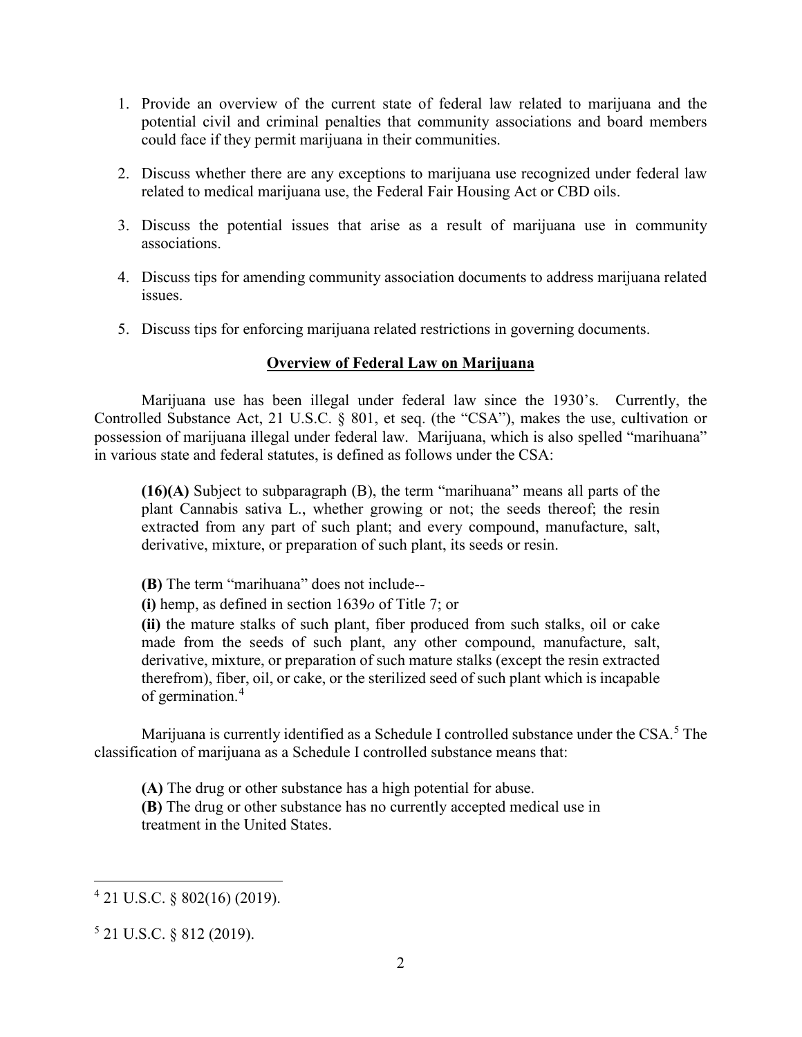1. Provide an overview of the current state of federal law related to marijuana and the potential civil and criminal penalties that community associations and board members could face if they permit marijuana in their communities.

2. Discuss whether there are any exceptions to marijuana use recognized under federal law related to medical marijuana use, the Federal Fair Housing Act or CBD oils.

3. Discuss the potential issues that arise as a result of marijuana use in community associations.

4. Discuss tips for amending community association documents to address marijuana related issues.

5. Discuss tips for enforcing marijuana related restrictions in governing documents.

## Overview of Federal Law on Marijuana

Marijuana use has been illegal under federal law since the 1930's. Currently, the Controlled Substance Act, 21 U.S.C. § 801, et seq. (the "CSA"), makes the use, cultivation or possession of marijuana illegal under federal law. Marijuana, which is also spelled "marihuana" in various state and federal statutes, is defined as follows under the CSA:

> **(16)(A)** Subject to subparagraph (B), the term "marihuana" means all parts of the plant Cannabis sativa L., whether growing or not; the seeds thereof; the resin extracted from any part of such plant; and every compound, manufacture, salt, derivative, mixture, or preparation of such plant, its seeds or resin.
>
> **(B)** The term "marihuana" does not include--
> **(i)** hemp, as defined in section 1639*o* of Title 7; or
> **(ii)** the mature stalks of such plant, fiber produced from such stalks, oil or cake made from the seeds of such plant, any other compound, manufacture, salt, derivative, mixture, or preparation of such mature stalks (except the resin extracted therefrom), fiber, oil, or cake, or the sterilized seed of such plant which is incapable of germination.[4]

Marijuana is currently identified as a Schedule I controlled substance under the CSA.[5] The classification of marijuana as a Schedule I controlled substance means that:

> **(A)** The drug or other substance has a high potential for abuse.
> **(B)** The drug or other substance has no currently accepted medical use in treatment in the United States.

---

[4] 21 U.S.C. § 802(16) (2019).

[5] 21 U.S.C. § 812 (2019).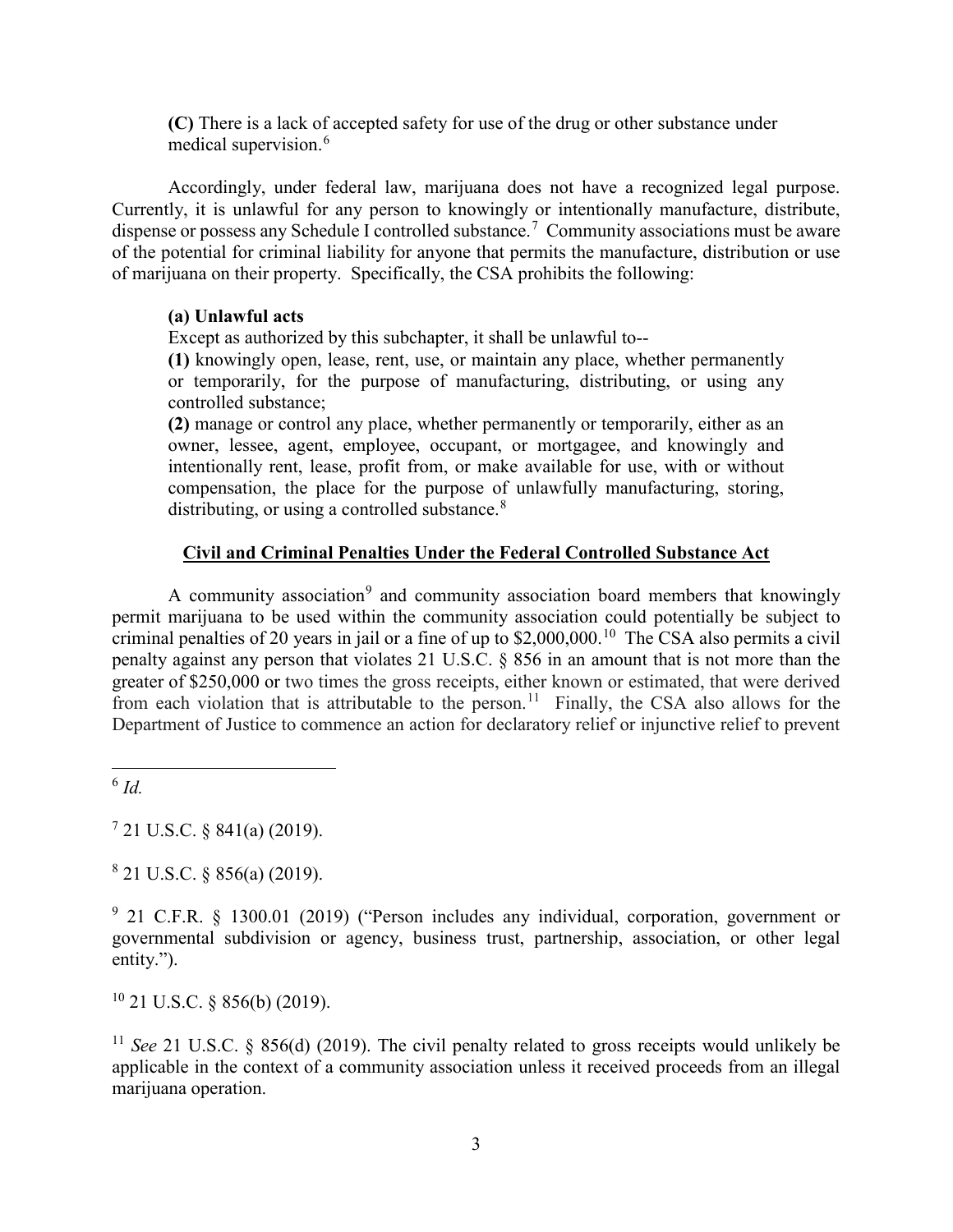**(C)** There is a lack of accepted safety for use of the drug or other substance under medical supervision.[6]

Accordingly, under federal law, marijuana does not have a recognized legal purpose. Currently, it is unlawful for any person to knowingly or intentionally manufacture, distribute, dispense or possess any Schedule I controlled substance.[7] Community associations must be aware of the potential for criminal liability for anyone that permits the manufacture, distribution or use of marijuana on their property. Specifically, the CSA prohibits the following:

> **(a) Unlawful acts**
> Except as authorized by this subchapter, it shall be unlawful to--
> **(1)** knowingly open, lease, rent, use, or maintain any place, whether permanently or temporarily, for the purpose of manufacturing, distributing, or using any controlled substance;
> **(2)** manage or control any place, whether permanently or temporarily, either as an owner, lessee, agent, employee, occupant, or mortgagee, and knowingly and intentionally rent, lease, profit from, or make available for use, with or without compensation, the place for the purpose of unlawfully manufacturing, storing, distributing, or using a controlled substance.[8]

## Civil and Criminal Penalties Under the Federal Controlled Substance Act

A community association[9] and community association board members that knowingly permit marijuana to be used within the community association could potentially be subject to criminal penalties of 20 years in jail or a fine of up to $2,000,000.[10] The CSA also permits a civil penalty against any person that violates 21 U.S.C. § 856 in an amount that is not more than the greater of $250,000 or two times the gross receipts, either known or estimated, that were derived from each violation that is attributable to the person.[11] Finally, the CSA also allows for the Department of Justice to commence an action for declaratory relief or injunctive relief to prevent

---

[6] *Id.*

[7] 21 U.S.C. § 841(a) (2019).

[8] 21 U.S.C. § 856(a) (2019).

[9] 21 C.F.R. § 1300.01 (2019) ("Person includes any individual, corporation, government or governmental subdivision or agency, business trust, partnership, association, or other legal entity.").

[10] 21 U.S.C. § 856(b) (2019).

[11] *See* 21 U.S.C. § 856(d) (2019). The civil penalty related to gross receipts would unlikely be applicable in the context of a community association unless it received proceeds from an illegal marijuana operation.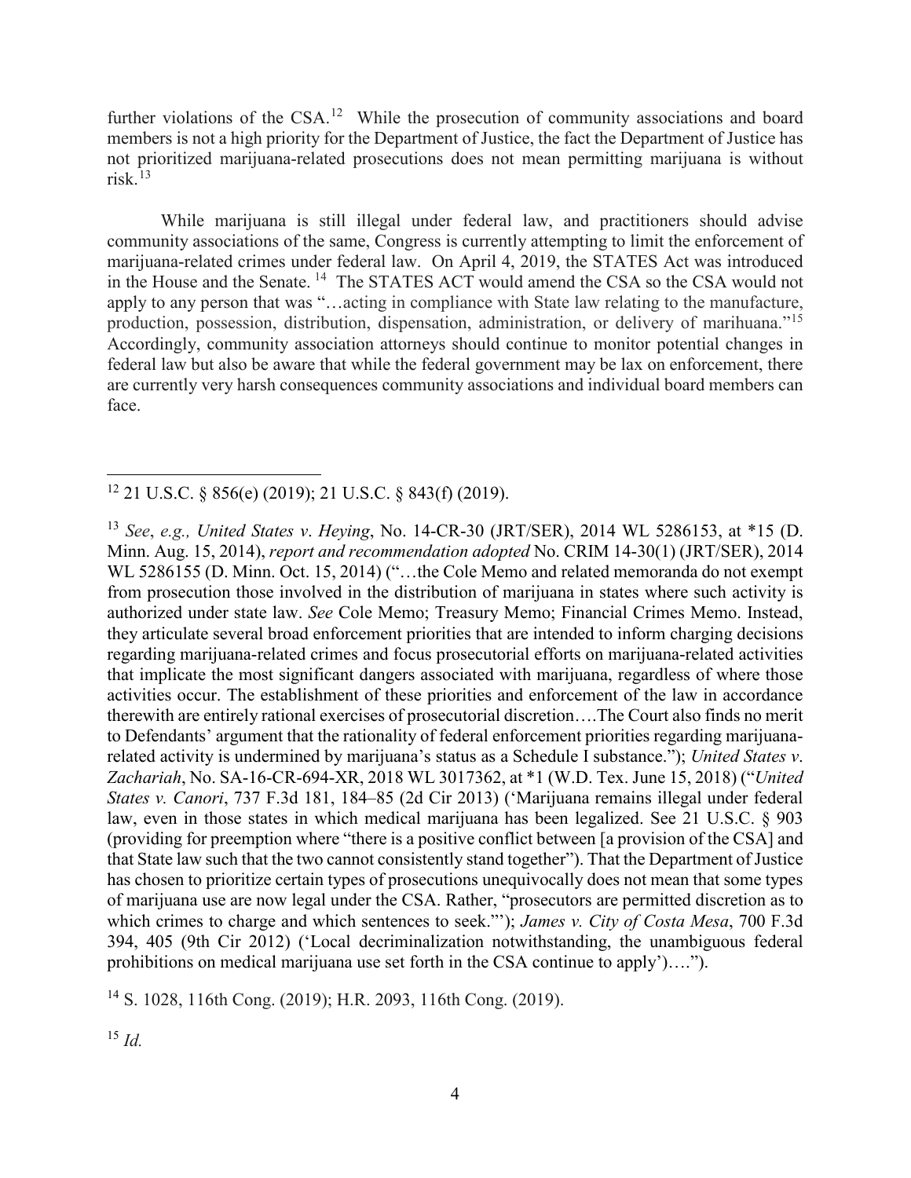further violations of the CSA.[12] While the prosecution of community associations and board members is not a high priority for the Department of Justice, the fact the Department of Justice has not prioritized marijuana-related prosecutions does not mean permitting marijuana is without risk.[13]

While marijuana is still illegal under federal law, and practitioners should advise community associations of the same, Congress is currently attempting to limit the enforcement of marijuana-related crimes under federal law. On April 4, 2019, the STATES Act was introduced in the House and the Senate.[14] The STATES ACT would amend the CSA so the CSA would not apply to any person that was "…acting in compliance with State law relating to the manufacture, production, possession, distribution, dispensation, administration, or delivery of marihuana."[15] Accordingly, community association attorneys should continue to monitor potential changes in federal law but also be aware that while the federal government may be lax on enforcement, there are currently very harsh consequences community associations and individual board members can face.

---

[12] 21 U.S.C. § 856(e) (2019); 21 U.S.C. § 843(f) (2019).

[13] *See*, *e.g., United States v. Heying*, No. 14-CR-30 (JRT/SER), 2014 WL 5286153, at *15 (D. Minn. Aug. 15, 2014), *report and recommendation adopted* No. CRIM 14-30(1) (JRT/SER), 2014 WL 5286155 (D. Minn. Oct. 15, 2014) ("…the Cole Memo and related memoranda do not exempt from prosecution those involved in the distribution of marijuana in states where such activity is authorized under state law. *See* Cole Memo; Treasury Memo; Financial Crimes Memo. Instead, they articulate several broad enforcement priorities that are intended to inform charging decisions regarding marijuana-related crimes and focus prosecutorial efforts on marijuana-related activities that implicate the most significant dangers associated with marijuana, regardless of where those activities occur. The establishment of these priorities and enforcement of the law in accordance therewith are entirely rational exercises of prosecutorial discretion….The Court also finds no merit to Defendants' argument that the rationality of federal enforcement priorities regarding marijuana-related activity is undermined by marijuana's status as a Schedule I substance."); *United States v. Zachariah*, No. SA-16-CR-694-XR, 2018 WL 3017362, at *1 (W.D. Tex. June 15, 2018) ("*United States v. Canori*, 737 F.3d 181, 184–85 (2d Cir 2013) ('Marijuana remains illegal under federal law, even in those states in which medical marijuana has been legalized. See 21 U.S.C. § 903 (providing for preemption where "there is a positive conflict between [a provision of the CSA] and that State law such that the two cannot consistently stand together"). That the Department of Justice has chosen to prioritize certain types of prosecutions unequivocally does not mean that some types of marijuana use are now legal under the CSA. Rather, "prosecutors are permitted discretion as to which crimes to charge and which sentences to seek."'); *James v. City of Costa Mesa*, 700 F.3d 394, 405 (9th Cir 2012) ('Local decriminalization notwithstanding, the unambiguous federal prohibitions on medical marijuana use set forth in the CSA continue to apply')….").

[14] S. 1028, 116th Cong. (2019); H.R. 2093, 116th Cong. (2019).

[15] *Id.*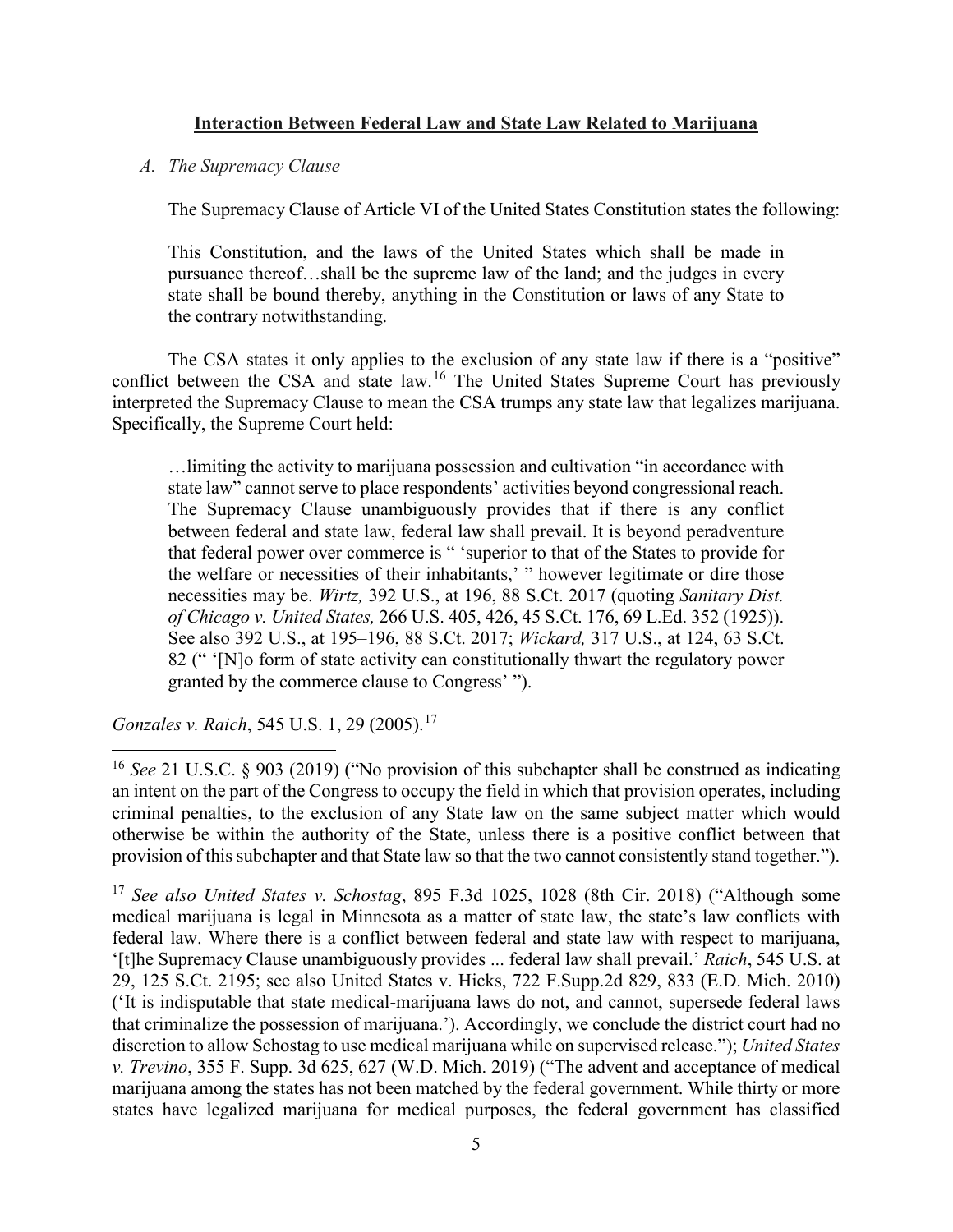**Interaction Between Federal Law and State Law Related to Marijuana**

*A. The Supremacy Clause*

The Supremacy Clause of Article VI of the United States Constitution states the following:

> This Constitution, and the laws of the United States which shall be made in pursuance thereof…shall be the supreme law of the land; and the judges in every state shall be bound thereby, anything in the Constitution or laws of any State to the contrary notwithstanding.

The CSA states it only applies to the exclusion of any state law if there is a "positive" conflict between the CSA and state law.[16] The United States Supreme Court has previously interpreted the Supremacy Clause to mean the CSA trumps any state law that legalizes marijuana. Specifically, the Supreme Court held:

> …limiting the activity to marijuana possession and cultivation "in accordance with state law" cannot serve to place respondents' activities beyond congressional reach. The Supremacy Clause unambiguously provides that if there is any conflict between federal and state law, federal law shall prevail. It is beyond peradventure that federal power over commerce is " 'superior to that of the States to provide for the welfare or necessities of their inhabitants,' " however legitimate or dire those necessities may be. *Wirtz,* 392 U.S., at 196, 88 S.Ct. 2017 (quoting *Sanitary Dist. of Chicago v. United States,* 266 U.S. 405, 426, 45 S.Ct. 176, 69 L.Ed. 352 (1925)). See also 392 U.S., at 195–196, 88 S.Ct. 2017; *Wickard,* 317 U.S., at 124, 63 S.Ct. 82 (" '[N]o form of state activity can constitutionally thwart the regulatory power granted by the commerce clause to Congress' ").

*Gonzales v. Raich*, 545 U.S. 1, 29 (2005).[17]

---

[16] *See* 21 U.S.C. § 903 (2019) ("No provision of this subchapter shall be construed as indicating an intent on the part of the Congress to occupy the field in which that provision operates, including criminal penalties, to the exclusion of any State law on the same subject matter which would otherwise be within the authority of the State, unless there is a positive conflict between that provision of this subchapter and that State law so that the two cannot consistently stand together.").

[17] *See also United States v. Schostag*, 895 F.3d 1025, 1028 (8th Cir. 2018) ("Although some medical marijuana is legal in Minnesota as a matter of state law, the state's law conflicts with federal law. Where there is a conflict between federal and state law with respect to marijuana, '[t]he Supremacy Clause unambiguously provides ... federal law shall prevail.' *Raich*, 545 U.S. at 29, 125 S.Ct. 2195; see also United States v. Hicks, 722 F.Supp.2d 829, 833 (E.D. Mich. 2010) ('It is indisputable that state medical-marijuana laws do not, and cannot, supersede federal laws that criminalize the possession of marijuana.'). Accordingly, we conclude the district court had no discretion to allow Schostag to use medical marijuana while on supervised release."); *United States v. Trevino*, 355 F. Supp. 3d 625, 627 (W.D. Mich. 2019) ("The advent and acceptance of medical marijuana among the states has not been matched by the federal government. While thirty or more states have legalized marijuana for medical purposes, the federal government has classified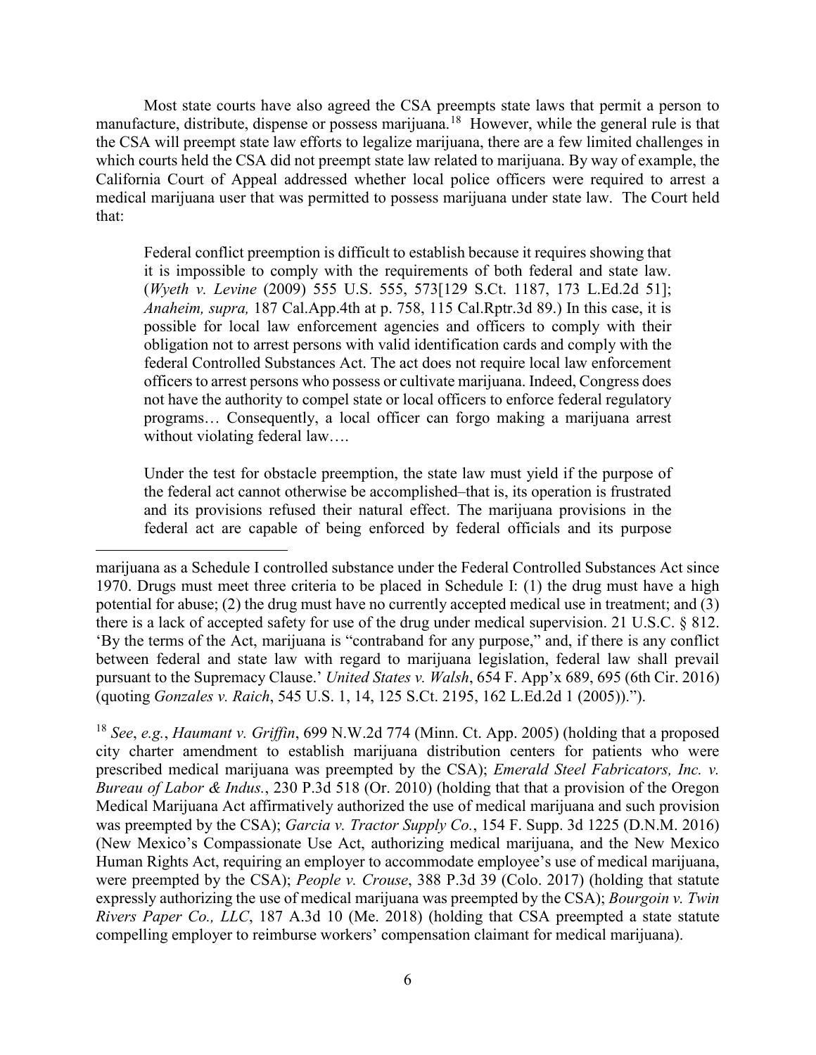Most state courts have also agreed the CSA preempts state laws that permit a person to manufacture, distribute, dispense or possess marijuana.[18] However, while the general rule is that the CSA will preempt state law efforts to legalize marijuana, there are a few limited challenges in which courts held the CSA did not preempt state law related to marijuana. By way of example, the California Court of Appeal addressed whether local police officers were required to arrest a medical marijuana user that was permitted to possess marijuana under state law. The Court held that:

> Federal conflict preemption is difficult to establish because it requires showing that it is impossible to comply with the requirements of both federal and state law. (*Wyeth v. Levine* (2009) 555 U.S. 555, 573[129 S.Ct. 1187, 173 L.Ed.2d 51]; *Anaheim, supra,* 187 Cal.App.4th at p. 758, 115 Cal.Rptr.3d 89.) In this case, it is possible for local law enforcement agencies and officers to comply with their obligation not to arrest persons with valid identification cards and comply with the federal Controlled Substances Act. The act does not require local law enforcement officers to arrest persons who possess or cultivate marijuana. Indeed, Congress does not have the authority to compel state or local officers to enforce federal regulatory programs… Consequently, a local officer can forgo making a marijuana arrest without violating federal law….
>
> Under the test for obstacle preemption, the state law must yield if the purpose of the federal act cannot otherwise be accomplished–that is, its operation is frustrated and its provisions refused their natural effect. The marijuana provisions in the federal act are capable of being enforced by federal officials and its purpose

---

marijuana as a Schedule I controlled substance under the Federal Controlled Substances Act since 1970. Drugs must meet three criteria to be placed in Schedule I: (1) the drug must have a high potential for abuse; (2) the drug must have no currently accepted medical use in treatment; and (3) there is a lack of accepted safety for use of the drug under medical supervision. 21 U.S.C. § 812. 'By the terms of the Act, marijuana is "contraband for any purpose," and, if there is any conflict between federal and state law with regard to marijuana legislation, federal law shall prevail pursuant to the Supremacy Clause.' *United States v. Walsh*, 654 F. App'x 689, 695 (6th Cir. 2016) (quoting *Gonzales v. Raich*, 545 U.S. 1, 14, 125 S.Ct. 2195, 162 L.Ed.2d 1 (2005)).").

[18] *See*, *e.g.*, *Haumant v. Griffin*, 699 N.W.2d 774 (Minn. Ct. App. 2005) (holding that a proposed city charter amendment to establish marijuana distribution centers for patients who were prescribed medical marijuana was preempted by the CSA); *Emerald Steel Fabricators, Inc. v. Bureau of Labor & Indus.*, 230 P.3d 518 (Or. 2010) (holding that that a provision of the Oregon Medical Marijuana Act affirmatively authorized the use of medical marijuana and such provision was preempted by the CSA); *Garcia v. Tractor Supply Co.*, 154 F. Supp. 3d 1225 (D.N.M. 2016) (New Mexico's Compassionate Use Act, authorizing medical marijuana, and the New Mexico Human Rights Act, requiring an employer to accommodate employee's use of medical marijuana, were preempted by the CSA); *People v. Crouse*, 388 P.3d 39 (Colo. 2017) (holding that statute expressly authorizing the use of medical marijuana was preempted by the CSA); *Bourgoin v. Twin Rivers Paper Co., LLC*, 187 A.3d 10 (Me. 2018) (holding that CSA preempted a state statute compelling employer to reimburse workers' compensation claimant for medical marijuana).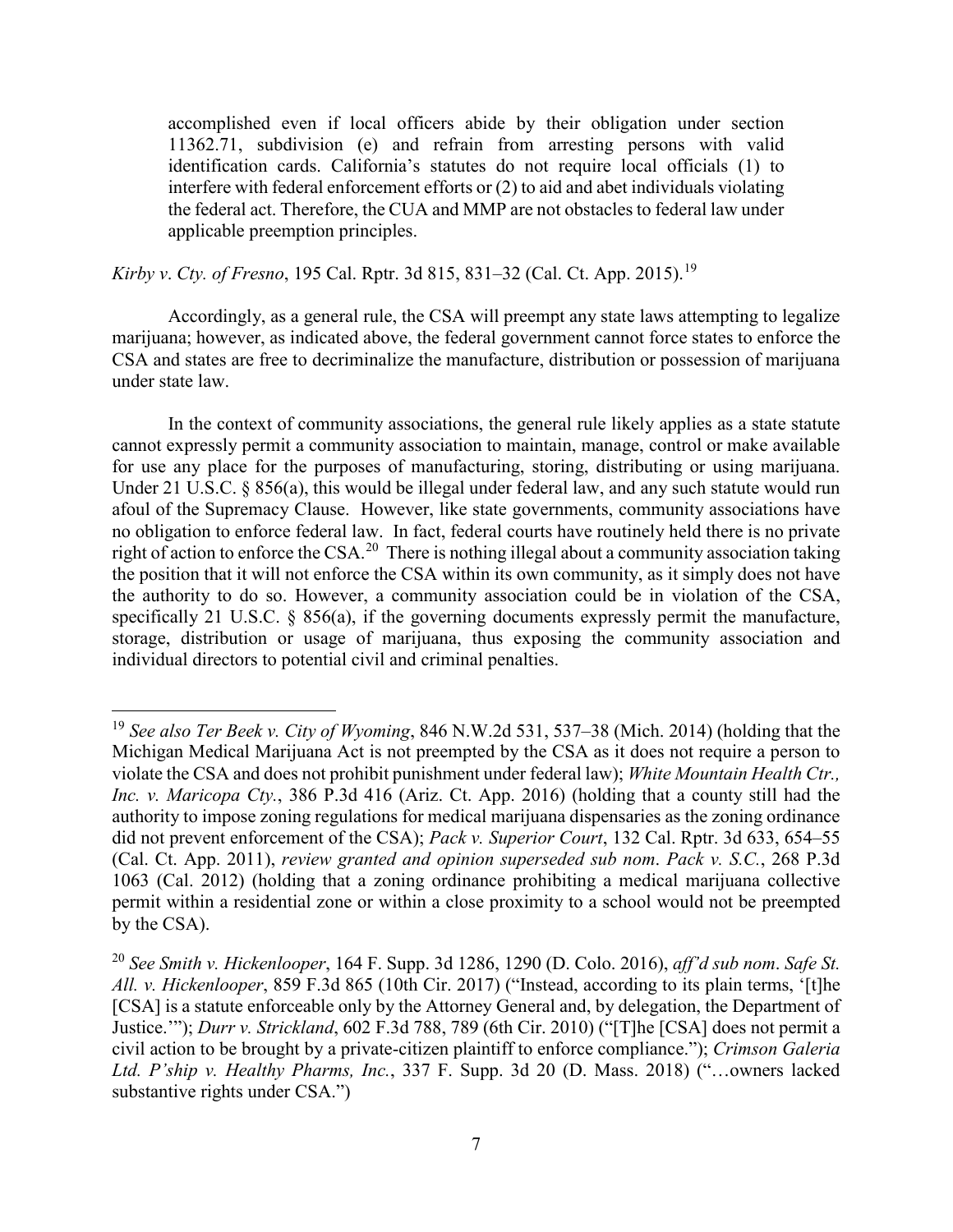> accomplished even if local officers abide by their obligation under section 11362.71, subdivision (e) and refrain from arresting persons with valid identification cards. California's statutes do not require local officials (1) to interfere with federal enforcement efforts or (2) to aid and abet individuals violating the federal act. Therefore, the CUA and MMP are not obstacles to federal law under applicable preemption principles.

*Kirby v. Cty. of Fresno*, 195 Cal. Rptr. 3d 815, 831–32 (Cal. Ct. App. 2015).[19]

Accordingly, as a general rule, the CSA will preempt any state laws attempting to legalize marijuana; however, as indicated above, the federal government cannot force states to enforce the CSA and states are free to decriminalize the manufacture, distribution or possession of marijuana under state law.

In the context of community associations, the general rule likely applies as a state statute cannot expressly permit a community association to maintain, manage, control or make available for use any place for the purposes of manufacturing, storing, distributing or using marijuana. Under 21 U.S.C. § 856(a), this would be illegal under federal law, and any such statute would run afoul of the Supremacy Clause. However, like state governments, community associations have no obligation to enforce federal law. In fact, federal courts have routinely held there is no private right of action to enforce the CSA.[20] There is nothing illegal about a community association taking the position that it will not enforce the CSA within its own community, as it simply does not have the authority to do so. However, a community association could be in violation of the CSA, specifically 21 U.S.C. § 856(a), if the governing documents expressly permit the manufacture, storage, distribution or usage of marijuana, thus exposing the community association and individual directors to potential civil and criminal penalties.

---

[19] *See also Ter Beek v. City of Wyoming*, 846 N.W.2d 531, 537–38 (Mich. 2014) (holding that the Michigan Medical Marijuana Act is not preempted by the CSA as it does not require a person to violate the CSA and does not prohibit punishment under federal law); *White Mountain Health Ctr., Inc. v. Maricopa Cty.*, 386 P.3d 416 (Ariz. Ct. App. 2016) (holding that a county still had the authority to impose zoning regulations for medical marijuana dispensaries as the zoning ordinance did not prevent enforcement of the CSA); *Pack v. Superior Court*, 132 Cal. Rptr. 3d 633, 654–55 (Cal. Ct. App. 2011), *review granted and opinion superseded sub nom*. *Pack v. S.C.*, 268 P.3d 1063 (Cal. 2012) (holding that a zoning ordinance prohibiting a medical marijuana collective permit within a residential zone or within a close proximity to a school would not be preempted by the CSA).

[20] *See Smith v. Hickenlooper*, 164 F. Supp. 3d 1286, 1290 (D. Colo. 2016), *aff'd sub nom*. *Safe St. All. v. Hickenlooper*, 859 F.3d 865 (10th Cir. 2017) ("Instead, according to its plain terms, '[t]he [CSA] is a statute enforceable only by the Attorney General and, by delegation, the Department of Justice.'"); *Durr v. Strickland*, 602 F.3d 788, 789 (6th Cir. 2010) ("[T]he [CSA] does not permit a civil action to be brought by a private-citizen plaintiff to enforce compliance."); *Crimson Galeria Ltd. P'ship v. Healthy Pharms, Inc.*, 337 F. Supp. 3d 20 (D. Mass. 2018) ("…owners lacked substantive rights under CSA.")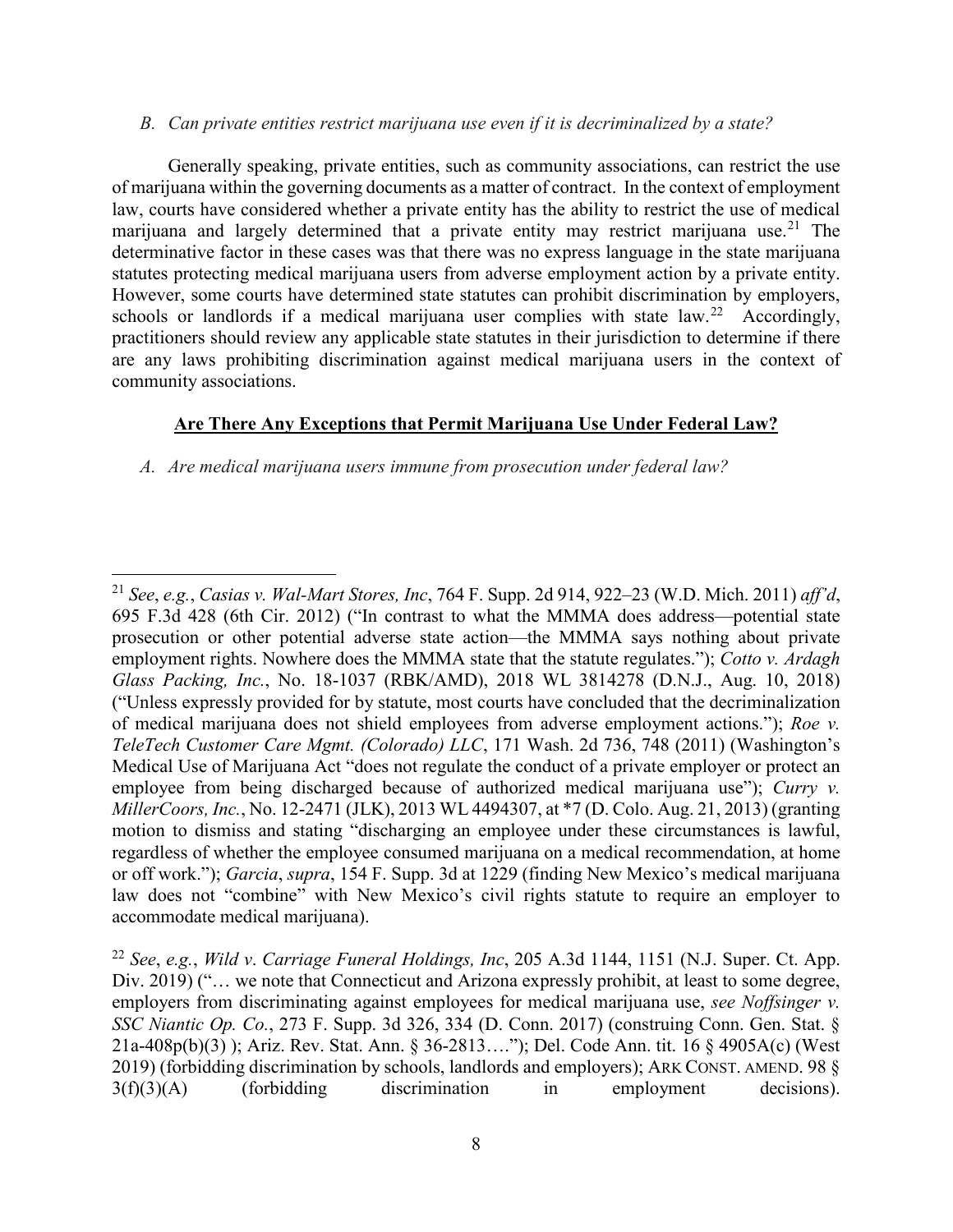*B. Can private entities restrict marijuana use even if it is decriminalized by a state?*

Generally speaking, private entities, such as community associations, can restrict the use of marijuana within the governing documents as a matter of contract. In the context of employment law, courts have considered whether a private entity has the ability to restrict the use of medical marijuana and largely determined that a private entity may restrict marijuana use.[21] The determinative factor in these cases was that there was no express language in the state marijuana statutes protecting medical marijuana users from adverse employment action by a private entity. However, some courts have determined state statutes can prohibit discrimination by employers, schools or landlords if a medical marijuana user complies with state law.[22] Accordingly, practitioners should review any applicable state statutes in their jurisdiction to determine if there are any laws prohibiting discrimination against medical marijuana users in the context of community associations.

**<u>Are There Any Exceptions that Permit Marijuana Use Under Federal Law?</u>**

*A. Are medical marijuana users immune from prosecution under federal law?*

---

[21] *See*, *e.g.*, *Casias v. Wal-Mart Stores, Inc*, 764 F. Supp. 2d 914, 922–23 (W.D. Mich. 2011) *aff'd*, 695 F.3d 428 (6th Cir. 2012) ("In contrast to what the MMMA does address—potential state prosecution or other potential adverse state action—the MMMA says nothing about private employment rights. Nowhere does the MMMA state that the statute regulates."); *Cotto v. Ardagh Glass Packing, Inc.*, No. 18-1037 (RBK/AMD), 2018 WL 3814278 (D.N.J., Aug. 10, 2018) ("Unless expressly provided for by statute, most courts have concluded that the decriminalization of medical marijuana does not shield employees from adverse employment actions."); *Roe v. TeleTech Customer Care Mgmt. (Colorado) LLC*, 171 Wash. 2d 736, 748 (2011) (Washington's Medical Use of Marijuana Act "does not regulate the conduct of a private employer or protect an employee from being discharged because of authorized medical marijuana use"); *Curry v. MillerCoors, Inc.*, No. 12-2471 (JLK), 2013 WL 4494307, at *7 (D. Colo. Aug. 21, 2013) (granting motion to dismiss and stating "discharging an employee under these circumstances is lawful, regardless of whether the employee consumed marijuana on a medical recommendation, at home or off work."); *Garcia*, *supra*, 154 F. Supp. 3d at 1229 (finding New Mexico's medical marijuana law does not "combine" with New Mexico's civil rights statute to require an employer to accommodate medical marijuana).

[22] *See*, *e.g.*, *Wild v. Carriage Funeral Holdings, Inc*, 205 A.3d 1144, 1151 (N.J. Super. Ct. App. Div. 2019) ("… we note that Connecticut and Arizona expressly prohibit, at least to some degree, employers from discriminating against employees for medical marijuana use, *see Noffsinger v. SSC Niantic Op. Co.*, 273 F. Supp. 3d 326, 334 (D. Conn. 2017) (construing Conn. Gen. Stat. § 21a-408p(b)(3) ); Ariz. Rev. Stat. Ann. § 36-2813…."); Del. Code Ann. tit. 16 § 4905A(c) (West 2019) (forbidding discrimination by schools, landlords and employers); ARK CONST. AMEND. 98 § 3(f)(3)(A) (forbidding discrimination in employment decisions).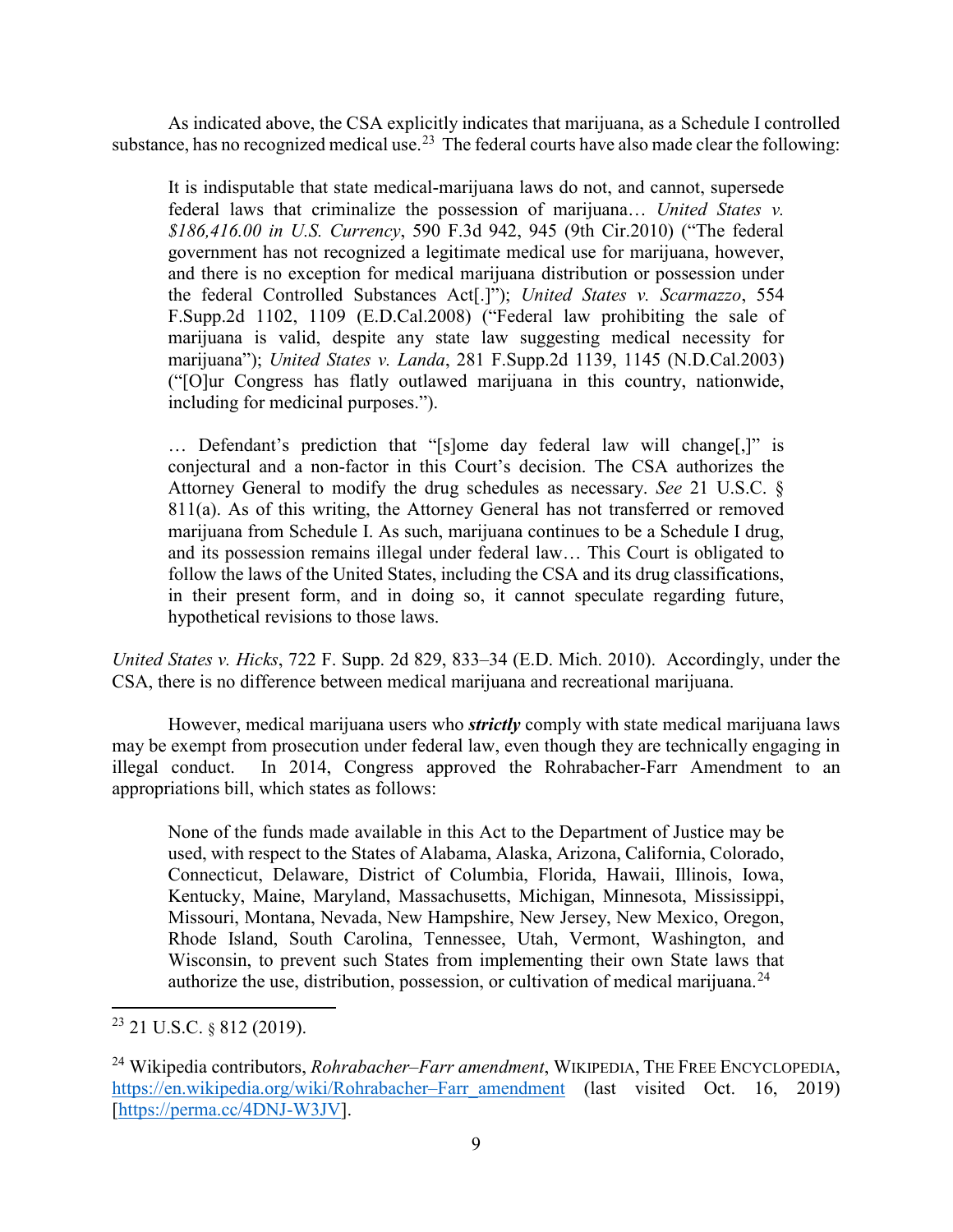As indicated above, the CSA explicitly indicates that marijuana, as a Schedule I controlled substance, has no recognized medical use.[23] The federal courts have also made clear the following:

> It is indisputable that state medical-marijuana laws do not, and cannot, supersede federal laws that criminalize the possession of marijuana… *United States v. $186,416.00 in U.S. Currency*, 590 F.3d 942, 945 (9th Cir.2010) ("The federal government has not recognized a legitimate medical use for marijuana, however, and there is no exception for medical marijuana distribution or possession under the federal Controlled Substances Act[.]"); *United States v. Scarmazzo*, 554 F.Supp.2d 1102, 1109 (E.D.Cal.2008) ("Federal law prohibiting the sale of marijuana is valid, despite any state law suggesting medical necessity for marijuana"); *United States v. Landa*, 281 F.Supp.2d 1139, 1145 (N.D.Cal.2003) ("[O]ur Congress has flatly outlawed marijuana in this country, nationwide, including for medicinal purposes.").
>
> … Defendant's prediction that "[s]ome day federal law will change[,]" is conjectural and a non-factor in this Court's decision. The CSA authorizes the Attorney General to modify the drug schedules as necessary. *See* 21 U.S.C. § 811(a). As of this writing, the Attorney General has not transferred or removed marijuana from Schedule I. As such, marijuana continues to be a Schedule I drug, and its possession remains illegal under federal law… This Court is obligated to follow the laws of the United States, including the CSA and its drug classifications, in their present form, and in doing so, it cannot speculate regarding future, hypothetical revisions to those laws.

*United States v. Hicks*, 722 F. Supp. 2d 829, 833–34 (E.D. Mich. 2010). Accordingly, under the CSA, there is no difference between medical marijuana and recreational marijuana.

However, medical marijuana users who ***strictly*** comply with state medical marijuana laws may be exempt from prosecution under federal law, even though they are technically engaging in illegal conduct. In 2014, Congress approved the Rohrabacher-Farr Amendment to an appropriations bill, which states as follows:

> None of the funds made available in this Act to the Department of Justice may be used, with respect to the States of Alabama, Alaska, Arizona, California, Colorado, Connecticut, Delaware, District of Columbia, Florida, Hawaii, Illinois, Iowa, Kentucky, Maine, Maryland, Massachusetts, Michigan, Minnesota, Mississippi, Missouri, Montana, Nevada, New Hampshire, New Jersey, New Mexico, Oregon, Rhode Island, South Carolina, Tennessee, Utah, Vermont, Washington, and Wisconsin, to prevent such States from implementing their own State laws that authorize the use, distribution, possession, or cultivation of medical marijuana.[24]

---

[23] 21 U.S.C. § 812 (2019).

[24] Wikipedia contributors, *Rohrabacher–Farr amendment*, WIKIPEDIA, THE FREE ENCYCLOPEDIA, https://en.wikipedia.org/wiki/Rohrabacher–Farr_amendment (last visited Oct. 16, 2019) [https://perma.cc/4DNJ-W3JV].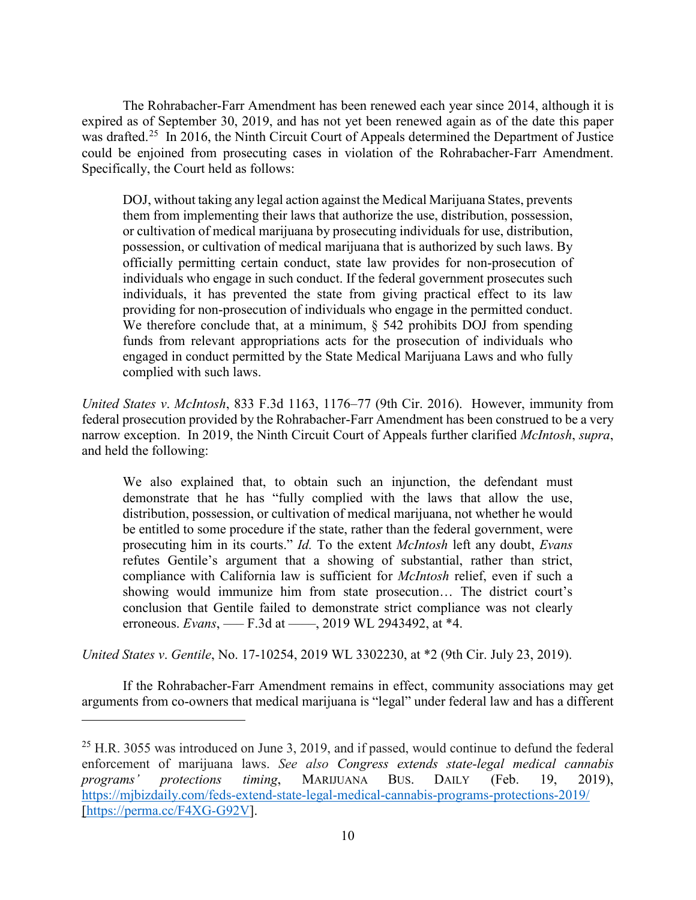The Rohrabacher-Farr Amendment has been renewed each year since 2014, although it is expired as of September 30, 2019, and has not yet been renewed again as of the date this paper was drafted.[25] In 2016, the Ninth Circuit Court of Appeals determined the Department of Justice could be enjoined from prosecuting cases in violation of the Rohrabacher-Farr Amendment. Specifically, the Court held as follows:

> DOJ, without taking any legal action against the Medical Marijuana States, prevents them from implementing their laws that authorize the use, distribution, possession, or cultivation of medical marijuana by prosecuting individuals for use, distribution, possession, or cultivation of medical marijuana that is authorized by such laws. By officially permitting certain conduct, state law provides for non-prosecution of individuals who engage in such conduct. If the federal government prosecutes such individuals, it has prevented the state from giving practical effect to its law providing for non-prosecution of individuals who engage in the permitted conduct. We therefore conclude that, at a minimum, § 542 prohibits DOJ from spending funds from relevant appropriations acts for the prosecution of individuals who engaged in conduct permitted by the State Medical Marijuana Laws and who fully complied with such laws.

*United States v. McIntosh*, 833 F.3d 1163, 1176–77 (9th Cir. 2016). However, immunity from federal prosecution provided by the Rohrabacher-Farr Amendment has been construed to be a very narrow exception. In 2019, the Ninth Circuit Court of Appeals further clarified *McIntosh*, *supra*, and held the following:

> We also explained that, to obtain such an injunction, the defendant must demonstrate that he has "fully complied with the laws that allow the use, distribution, possession, or cultivation of medical marijuana, not whether he would be entitled to some procedure if the state, rather than the federal government, were prosecuting him in its courts." *Id.* To the extent *McIntosh* left any doubt, *Evans* refutes Gentile's argument that a showing of substantial, rather than strict, compliance with California law is sufficient for *McIntosh* relief, even if such a showing would immunize him from state prosecution… The district court's conclusion that Gentile failed to demonstrate strict compliance was not clearly erroneous. *Evans*, ––– F.3d at ––––, 2019 WL 2943492, at *4.

*United States v. Gentile*, No. 17-10254, 2019 WL 3302230, at *2 (9th Cir. July 23, 2019).

If the Rohrabacher-Farr Amendment remains in effect, community associations may get arguments from co-owners that medical marijuana is "legal" under federal law and has a different

---

[25] H.R. 3055 was introduced on June 3, 2019, and if passed, would continue to defund the federal enforcement of marijuana laws. *See also Congress extends state-legal medical cannabis programs' protections timing*, MARIJUANA BUS. DAILY (Feb. 19, 2019), https://mjbizdaily.com/feds-extend-state-legal-medical-cannabis-programs-protections-2019/ [https://perma.cc/F4XG-G92V].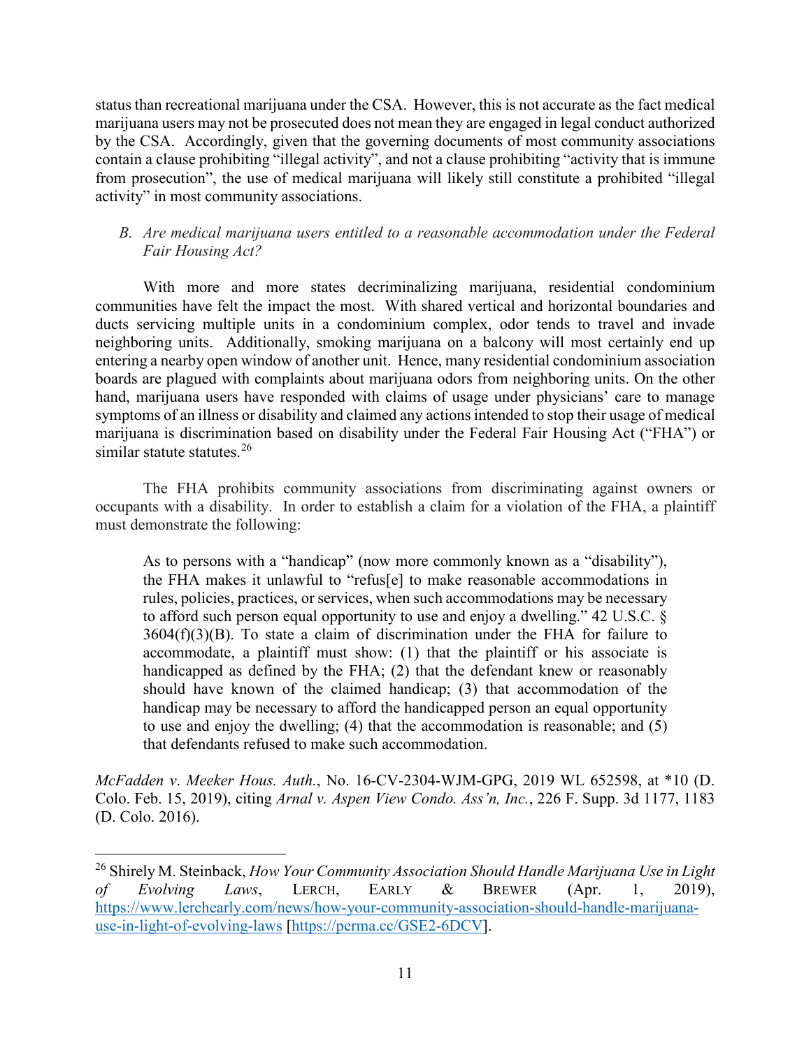status than recreational marijuana under the CSA. However, this is not accurate as the fact medical marijuana users may not be prosecuted does not mean they are engaged in legal conduct authorized by the CSA. Accordingly, given that the governing documents of most community associations contain a clause prohibiting "illegal activity", and not a clause prohibiting "activity that is immune from prosecution", the use of medical marijuana will likely still constitute a prohibited "illegal activity" in most community associations.

### B. *Are medical marijuana users entitled to a reasonable accommodation under the Federal Fair Housing Act?*

With more and more states decriminalizing marijuana, residential condominium communities have felt the impact the most. With shared vertical and horizontal boundaries and ducts servicing multiple units in a condominium complex, odor tends to travel and invade neighboring units. Additionally, smoking marijuana on a balcony will most certainly end up entering a nearby open window of another unit. Hence, many residential condominium association boards are plagued with complaints about marijuana odors from neighboring units. On the other hand, marijuana users have responded with claims of usage under physicians' care to manage symptoms of an illness or disability and claimed any actions intended to stop their usage of medical marijuana is discrimination based on disability under the Federal Fair Housing Act ("FHA") or similar statute statutes.[26]

The FHA prohibits community associations from discriminating against owners or occupants with a disability. In order to establish a claim for a violation of the FHA, a plaintiff must demonstrate the following:

> As to persons with a "handicap" (now more commonly known as a "disability"), the FHA makes it unlawful to "refus[e] to make reasonable accommodations in rules, policies, practices, or services, when such accommodations may be necessary to afford such person equal opportunity to use and enjoy a dwelling." 42 U.S.C. § 3604(f)(3)(B). To state a claim of discrimination under the FHA for failure to accommodate, a plaintiff must show: (1) that the plaintiff or his associate is handicapped as defined by the FHA; (2) that the defendant knew or reasonably should have known of the claimed handicap; (3) that accommodation of the handicap may be necessary to afford the handicapped person an equal opportunity to use and enjoy the dwelling; (4) that the accommodation is reasonable; and (5) that defendants refused to make such accommodation.

*McFadden v. Meeker Hous. Auth.*, No. 16-CV-2304-WJM-GPG, 2019 WL 652598, at *10 (D. Colo. Feb. 15, 2019), citing *Arnal v. Aspen View Condo. Ass'n, Inc.*, 226 F. Supp. 3d 1177, 1183 (D. Colo. 2016).

---

[26] Shirely M. Steinback, *How Your Community Association Should Handle Marijuana Use in Light of Evolving Laws*, LERCH, EARLY & BREWER (Apr. 1, 2019), https://www.lerchearly.com/news/how-your-community-association-should-handle-marijuana-use-in-light-of-evolving-laws [https://perma.cc/GSE2-6DCV].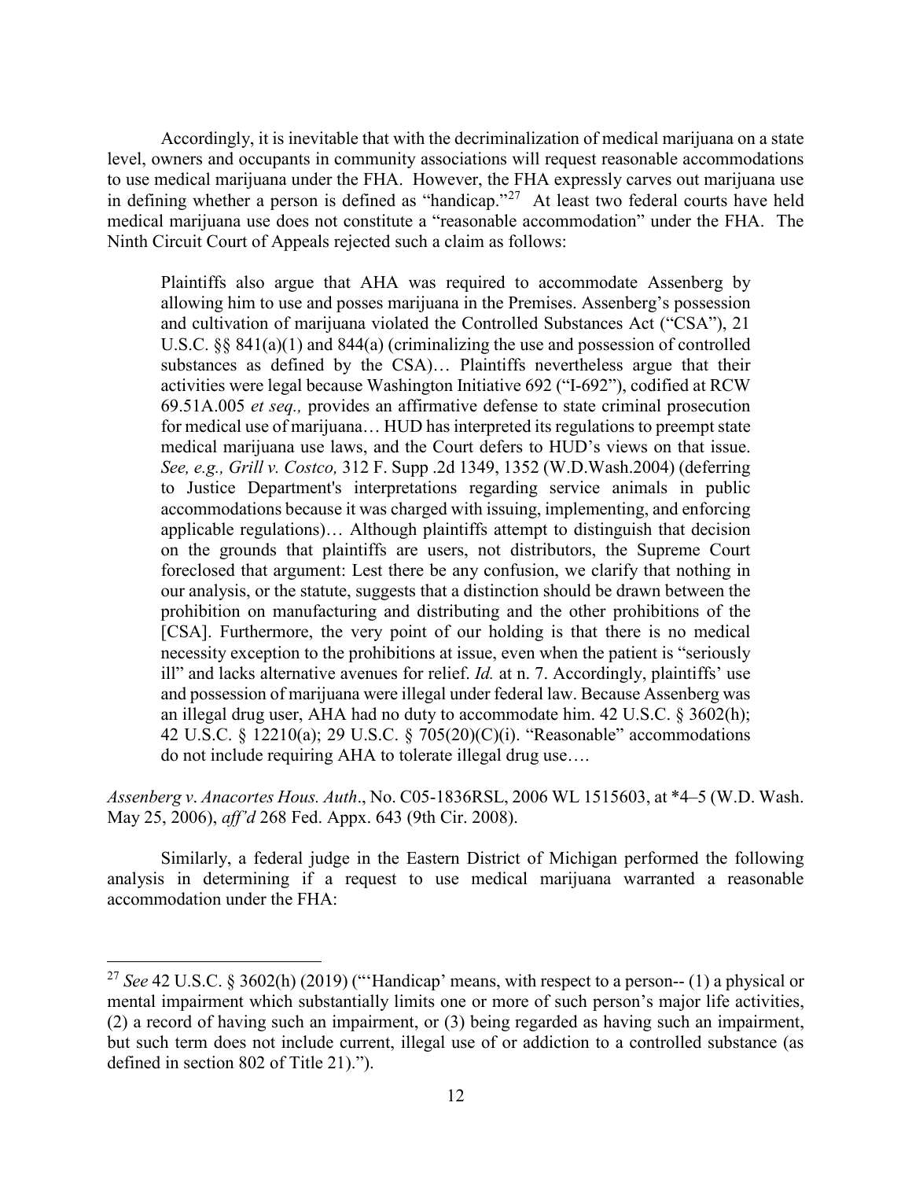Accordingly, it is inevitable that with the decriminalization of medical marijuana on a state level, owners and occupants in community associations will request reasonable accommodations to use medical marijuana under the FHA. However, the FHA expressly carves out marijuana use in defining whether a person is defined as "handicap."[27] At least two federal courts have held medical marijuana use does not constitute a "reasonable accommodation" under the FHA. The Ninth Circuit Court of Appeals rejected such a claim as follows:

> Plaintiffs also argue that AHA was required to accommodate Assenberg by allowing him to use and posses marijuana in the Premises. Assenberg's possession and cultivation of marijuana violated the Controlled Substances Act ("CSA"), 21 U.S.C. §§ 841(a)(1) and 844(a) (criminalizing the use and possession of controlled substances as defined by the CSA)… Plaintiffs nevertheless argue that their activities were legal because Washington Initiative 692 ("I-692"), codified at RCW 69.51A.005 *et seq.,* provides an affirmative defense to state criminal prosecution for medical use of marijuana… HUD has interpreted its regulations to preempt state medical marijuana use laws, and the Court defers to HUD's views on that issue. *See, e.g., Grill v. Costco,* 312 F. Supp .2d 1349, 1352 (W.D.Wash.2004) (deferring to Justice Department's interpretations regarding service animals in public accommodations because it was charged with issuing, implementing, and enforcing applicable regulations)… Although plaintiffs attempt to distinguish that decision on the grounds that plaintiffs are users, not distributors, the Supreme Court foreclosed that argument: Lest there be any confusion, we clarify that nothing in our analysis, or the statute, suggests that a distinction should be drawn between the prohibition on manufacturing and distributing and the other prohibitions of the [CSA]. Furthermore, the very point of our holding is that there is no medical necessity exception to the prohibitions at issue, even when the patient is "seriously ill" and lacks alternative avenues for relief. *Id.* at n. 7. Accordingly, plaintiffs' use and possession of marijuana were illegal under federal law. Because Assenberg was an illegal drug user, AHA had no duty to accommodate him. 42 U.S.C. § 3602(h); 42 U.S.C. § 12210(a); 29 U.S.C. § 705(20)(C)(i). "Reasonable" accommodations do not include requiring AHA to tolerate illegal drug use….

*Assenberg v. Anacortes Hous. Auth*., No. C05-1836RSL, 2006 WL 1515603, at *4–5 (W.D. Wash. May 25, 2006), *aff'd* 268 Fed. Appx. 643 (9th Cir. 2008).

Similarly, a federal judge in the Eastern District of Michigan performed the following analysis in determining if a request to use medical marijuana warranted a reasonable accommodation under the FHA:

---

[27] *See* 42 U.S.C. § 3602(h) (2019) ("'Handicap' means, with respect to a person-- (1) a physical or mental impairment which substantially limits one or more of such person's major life activities, (2) a record of having such an impairment, or (3) being regarded as having such an impairment, but such term does not include current, illegal use of or addiction to a controlled substance (as defined in section 802 of Title 21).").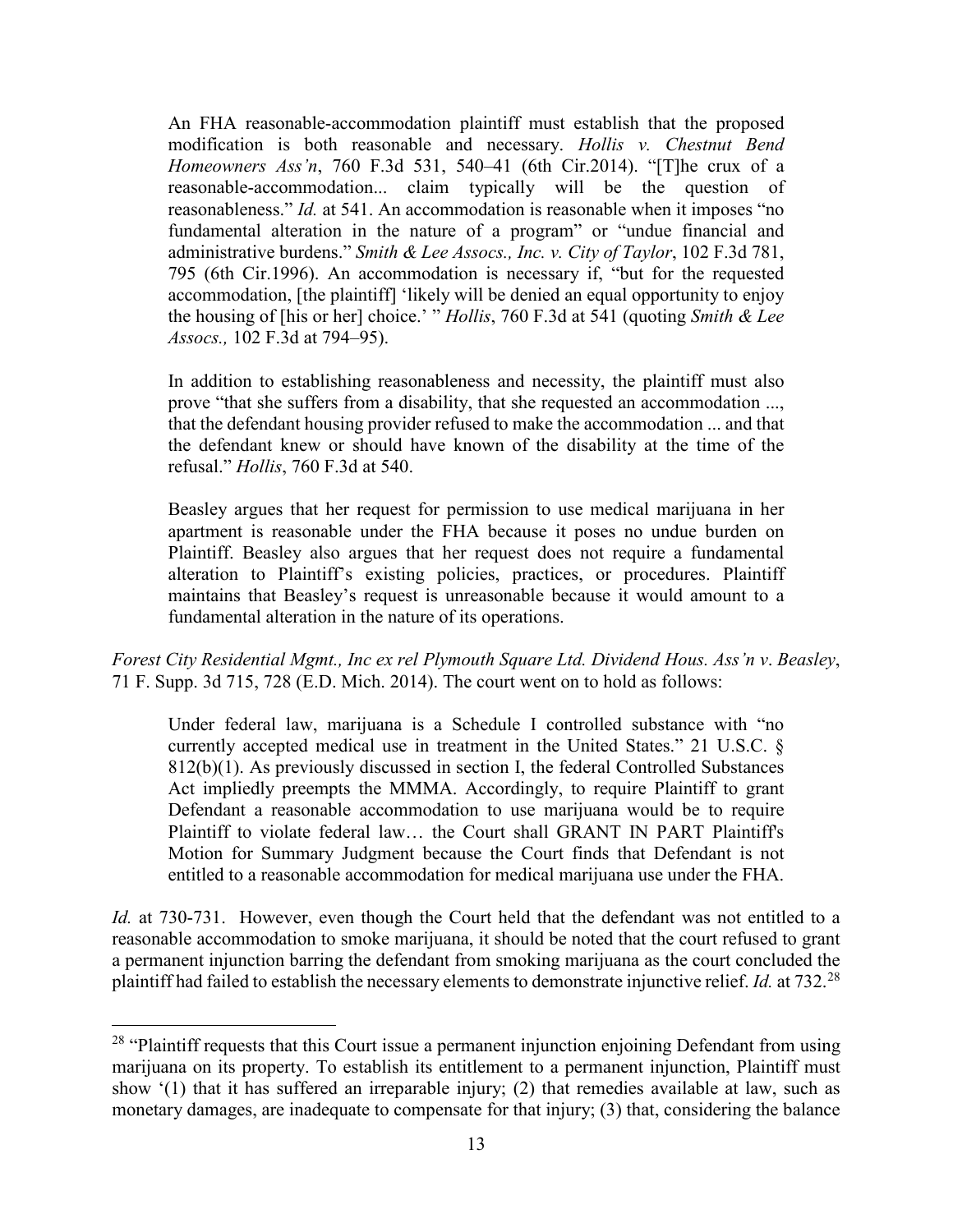> An FHA reasonable-accommodation plaintiff must establish that the proposed modification is both reasonable and necessary. *Hollis v. Chestnut Bend Homeowners Ass'n*, 760 F.3d 531, 540–41 (6th Cir.2014). "[T]he crux of a reasonable-accommodation... claim typically will be the question of reasonableness." *Id.* at 541. An accommodation is reasonable when it imposes "no fundamental alteration in the nature of a program" or "undue financial and administrative burdens." *Smith & Lee Assocs., Inc. v. City of Taylor*, 102 F.3d 781, 795 (6th Cir.1996). An accommodation is necessary if, "but for the requested accommodation, [the plaintiff] 'likely will be denied an equal opportunity to enjoy the housing of [his or her] choice.' " *Hollis*, 760 F.3d at 541 (quoting *Smith & Lee Assocs.,* 102 F.3d at 794–95).
>
> In addition to establishing reasonableness and necessity, the plaintiff must also prove "that she suffers from a disability, that she requested an accommodation ..., that the defendant housing provider refused to make the accommodation ... and that the defendant knew or should have known of the disability at the time of the refusal." *Hollis*, 760 F.3d at 540.
>
> Beasley argues that her request for permission to use medical marijuana in her apartment is reasonable under the FHA because it poses no undue burden on Plaintiff. Beasley also argues that her request does not require a fundamental alteration to Plaintiff's existing policies, practices, or procedures. Plaintiff maintains that Beasley's request is unreasonable because it would amount to a fundamental alteration in the nature of its operations.

*Forest City Residential Mgmt., Inc ex rel Plymouth Square Ltd. Dividend Hous. Ass'n v. Beasley*, 71 F. Supp. 3d 715, 728 (E.D. Mich. 2014). The court went on to hold as follows:

> Under federal law, marijuana is a Schedule I controlled substance with "no currently accepted medical use in treatment in the United States." 21 U.S.C. § 812(b)(1). As previously discussed in section I, the federal Controlled Substances Act impliedly preempts the MMMA. Accordingly, to require Plaintiff to grant Defendant a reasonable accommodation to use marijuana would be to require Plaintiff to violate federal law… the Court shall GRANT IN PART Plaintiff's Motion for Summary Judgment because the Court finds that Defendant is not entitled to a reasonable accommodation for medical marijuana use under the FHA.

*Id.* at 730-731. However, even though the Court held that the defendant was not entitled to a reasonable accommodation to smoke marijuana, it should be noted that the court refused to grant a permanent injunction barring the defendant from smoking marijuana as the court concluded the plaintiff had failed to establish the necessary elements to demonstrate injunctive relief. *Id.* at 732.[28]

[28] "Plaintiff requests that this Court issue a permanent injunction enjoining Defendant from using marijuana on its property. To establish its entitlement to a permanent injunction, Plaintiff must show '(1) that it has suffered an irreparable injury; (2) that remedies available at law, such as monetary damages, are inadequate to compensate for that injury; (3) that, considering the balance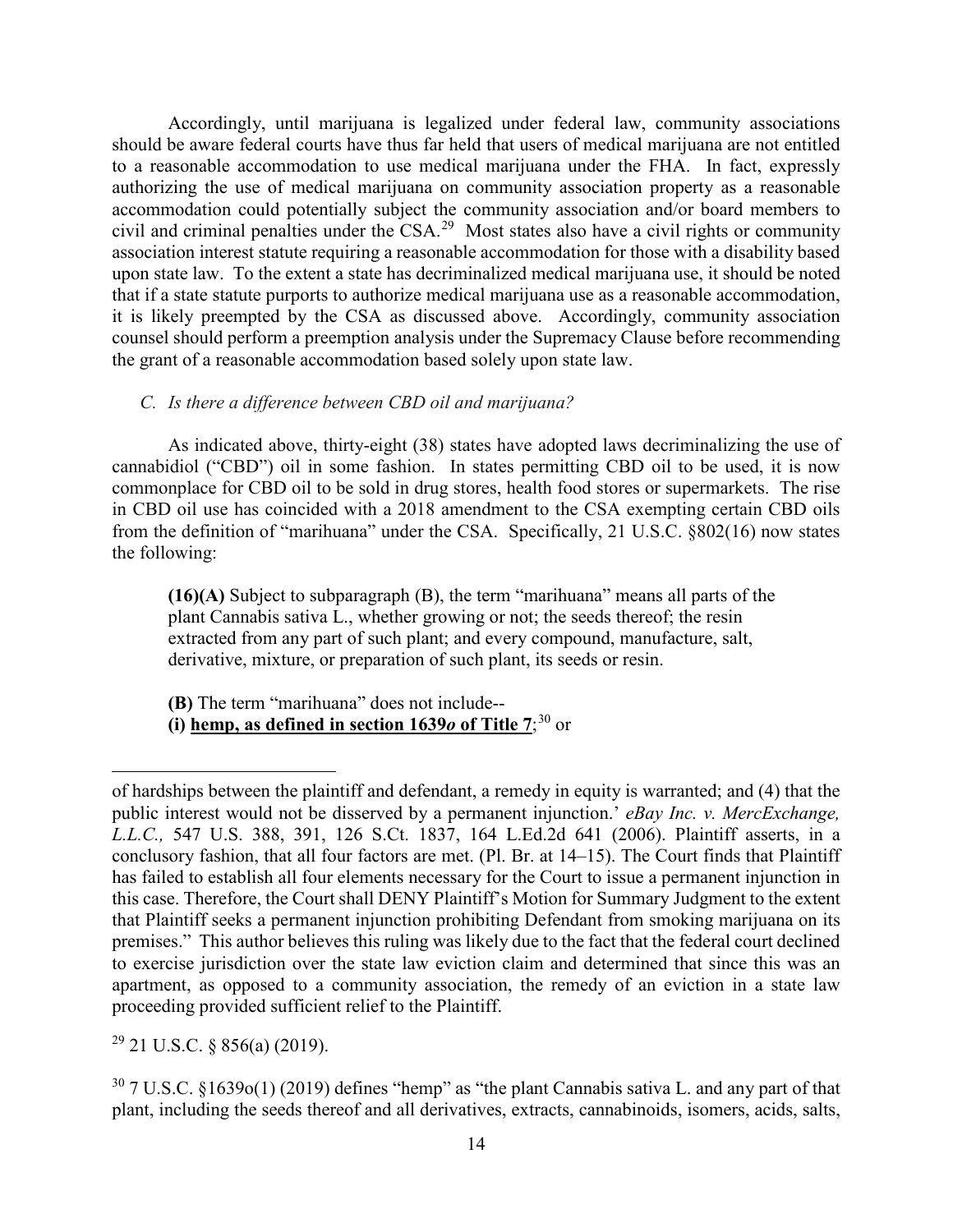Accordingly, until marijuana is legalized under federal law, community associations should be aware federal courts have thus far held that users of medical marijuana are not entitled to a reasonable accommodation to use medical marijuana under the FHA. In fact, expressly authorizing the use of medical marijuana on community association property as a reasonable accommodation could potentially subject the community association and/or board members to civil and criminal penalties under the CSA.[29] Most states also have a civil rights or community association interest statute requiring a reasonable accommodation for those with a disability based upon state law. To the extent a state has decriminalized medical marijuana use, it should be noted that if a state statute purports to authorize medical marijuana use as a reasonable accommodation, it is likely preempted by the CSA as discussed above. Accordingly, community association counsel should perform a preemption analysis under the Supremacy Clause before recommending the grant of a reasonable accommodation based solely upon state law.

### *C. Is there a difference between CBD oil and marijuana?*

As indicated above, thirty-eight (38) states have adopted laws decriminalizing the use of cannabidiol ("CBD") oil in some fashion. In states permitting CBD oil to be used, it is now commonplace for CBD oil to be sold in drug stores, health food stores or supermarkets. The rise in CBD oil use has coincided with a 2018 amendment to the CSA exempting certain CBD oils from the definition of "marihuana" under the CSA. Specifically, 21 U.S.C. §802(16) now states the following:

> **(16)(A)** Subject to subparagraph (B), the term "marihuana" means all parts of the plant Cannabis sativa L., whether growing or not; the seeds thereof; the resin extracted from any part of such plant; and every compound, manufacture, salt, derivative, mixture, or preparation of such plant, its seeds or resin.
>
> **(B)** The term "marihuana" does not include--
> **(i) <u>hemp, as defined in section 1639*o* of Title 7</u>**;[30] or

---

of hardships between the plaintiff and defendant, a remedy in equity is warranted; and (4) that the public interest would not be disserved by a permanent injunction.' *eBay Inc. v. MercExchange, L.L.C.,* 547 U.S. 388, 391, 126 S.Ct. 1837, 164 L.Ed.2d 641 (2006). Plaintiff asserts, in a conclusory fashion, that all four factors are met. (Pl. Br. at 14–15). The Court finds that Plaintiff has failed to establish all four elements necessary for the Court to issue a permanent injunction in this case. Therefore, the Court shall DENY Plaintiff's Motion for Summary Judgment to the extent that Plaintiff seeks a permanent injunction prohibiting Defendant from smoking marijuana on its premises." This author believes this ruling was likely due to the fact that the federal court declined to exercise jurisdiction over the state law eviction claim and determined that since this was an apartment, as opposed to a community association, the remedy of an eviction in a state law proceeding provided sufficient relief to the Plaintiff.

[29] 21 U.S.C. § 856(a) (2019).

[30] 7 U.S.C. §1639o(1) (2019) defines "hemp" as "the plant Cannabis sativa L. and any part of that plant, including the seeds thereof and all derivatives, extracts, cannabinoids, isomers, acids, salts,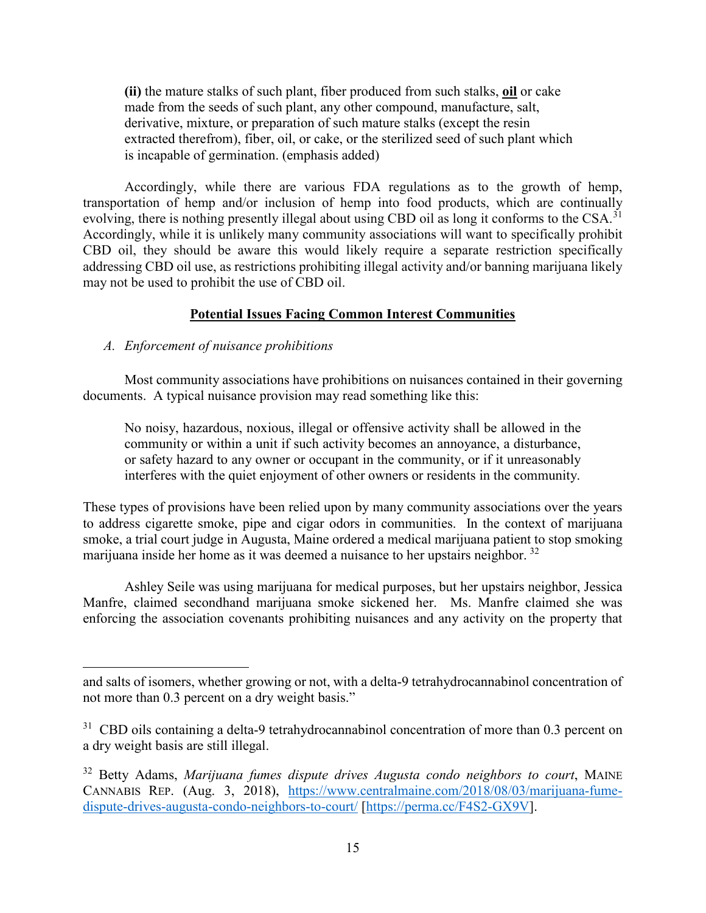**(ii)** the mature stalks of such plant, fiber produced from such stalks, **oil** or cake made from the seeds of such plant, any other compound, manufacture, salt, derivative, mixture, or preparation of such mature stalks (except the resin extracted therefrom), fiber, oil, or cake, or the sterilized seed of such plant which is incapable of germination. (emphasis added)

Accordingly, while there are various FDA regulations as to the growth of hemp, transportation of hemp and/or inclusion of hemp into food products, which are continually evolving, there is nothing presently illegal about using CBD oil as long it conforms to the CSA.[31] Accordingly, while it is unlikely many community associations will want to specifically prohibit CBD oil, they should be aware this would likely require a separate restriction specifically addressing CBD oil use, as restrictions prohibiting illegal activity and/or banning marijuana likely may not be used to prohibit the use of CBD oil.

## Potential Issues Facing Common Interest Communities

### *A. Enforcement of nuisance prohibitions*

Most community associations have prohibitions on nuisances contained in their governing documents. A typical nuisance provision may read something like this:

> No noisy, hazardous, noxious, illegal or offensive activity shall be allowed in the community or within a unit if such activity becomes an annoyance, a disturbance, or safety hazard to any owner or occupant in the community, or if it unreasonably interferes with the quiet enjoyment of other owners or residents in the community.

These types of provisions have been relied upon by many community associations over the years to address cigarette smoke, pipe and cigar odors in communities. In the context of marijuana smoke, a trial court judge in Augusta, Maine ordered a medical marijuana patient to stop smoking marijuana inside her home as it was deemed a nuisance to her upstairs neighbor.[32]

Ashley Seile was using marijuana for medical purposes, but her upstairs neighbor, Jessica Manfre, claimed secondhand marijuana smoke sickened her. Ms. Manfre claimed she was enforcing the association covenants prohibiting nuisances and any activity on the property that

---

and salts of isomers, whether growing or not, with a delta-9 tetrahydrocannabinol concentration of not more than 0.3 percent on a dry weight basis."

[31] CBD oils containing a delta-9 tetrahydrocannabinol concentration of more than 0.3 percent on a dry weight basis are still illegal.

[32] Betty Adams, *Marijuana fumes dispute drives Augusta condo neighbors to court*, MAINE CANNABIS REP. (Aug. 3, 2018), https://www.centralmaine.com/2018/08/03/marijuana-fume-dispute-drives-augusta-condo-neighbors-to-court/ [https://perma.cc/F4S2-GX9V].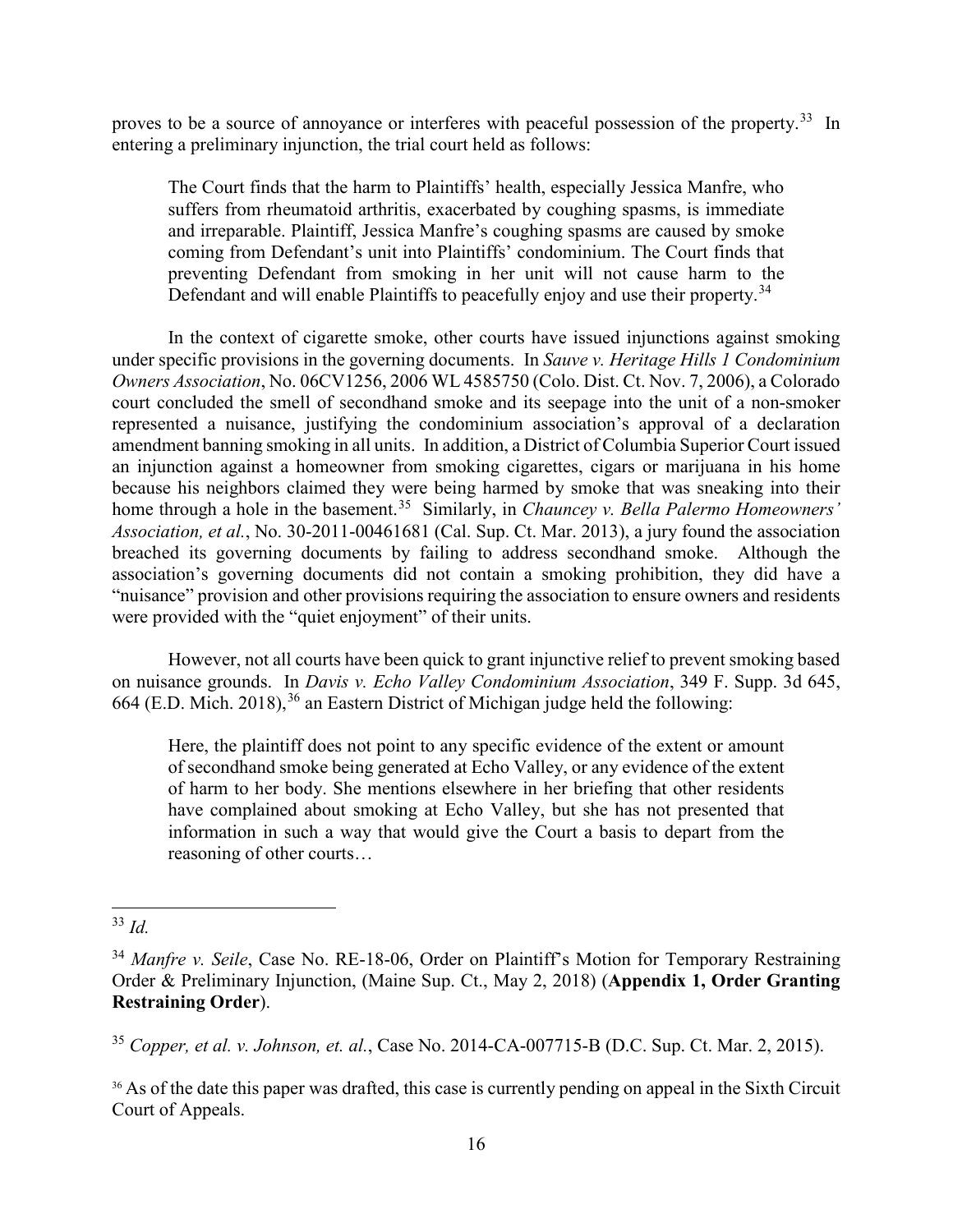proves to be a source of annoyance or interferes with peaceful possession of the property.[33] In entering a preliminary injunction, the trial court held as follows:

> The Court finds that the harm to Plaintiffs' health, especially Jessica Manfre, who suffers from rheumatoid arthritis, exacerbated by coughing spasms, is immediate and irreparable. Plaintiff, Jessica Manfre's coughing spasms are caused by smoke coming from Defendant's unit into Plaintiffs' condominium. The Court finds that preventing Defendant from smoking in her unit will not cause harm to the Defendant and will enable Plaintiffs to peacefully enjoy and use their property.[34]

In the context of cigarette smoke, other courts have issued injunctions against smoking under specific provisions in the governing documents. In *Sauve v. Heritage Hills 1 Condominium Owners Association*, No. 06CV1256, 2006 WL 4585750 (Colo. Dist. Ct. Nov. 7, 2006), a Colorado court concluded the smell of secondhand smoke and its seepage into the unit of a non-smoker represented a nuisance, justifying the condominium association's approval of a declaration amendment banning smoking in all units. In addition, a District of Columbia Superior Court issued an injunction against a homeowner from smoking cigarettes, cigars or marijuana in his home because his neighbors claimed they were being harmed by smoke that was sneaking into their home through a hole in the basement.[35] Similarly, in *Chauncey v. Bella Palermo Homeowners' Association, et al.*, No. 30-2011-00461681 (Cal. Sup. Ct. Mar. 2013), a jury found the association breached its governing documents by failing to address secondhand smoke. Although the association's governing documents did not contain a smoking prohibition, they did have a "nuisance" provision and other provisions requiring the association to ensure owners and residents were provided with the "quiet enjoyment" of their units.

However, not all courts have been quick to grant injunctive relief to prevent smoking based on nuisance grounds. In *Davis v. Echo Valley Condominium Association*, 349 F. Supp. 3d 645, 664 (E.D. Mich. 2018),[36] an Eastern District of Michigan judge held the following:

> Here, the plaintiff does not point to any specific evidence of the extent or amount of secondhand smoke being generated at Echo Valley, or any evidence of the extent of harm to her body. She mentions elsewhere in her briefing that other residents have complained about smoking at Echo Valley, but she has not presented that information in such a way that would give the Court a basis to depart from the reasoning of other courts…

---

[33] *Id.*

[34] *Manfre v. Seile*, Case No. RE-18-06, Order on Plaintiff's Motion for Temporary Restraining Order & Preliminary Injunction, (Maine Sup. Ct., May 2, 2018) (**Appendix 1, Order Granting Restraining Order**).

[35] *Copper, et al. v. Johnson, et. al.*, Case No. 2014-CA-007715-B (D.C. Sup. Ct. Mar. 2, 2015).

[36] As of the date this paper was drafted, this case is currently pending on appeal in the Sixth Circuit Court of Appeals.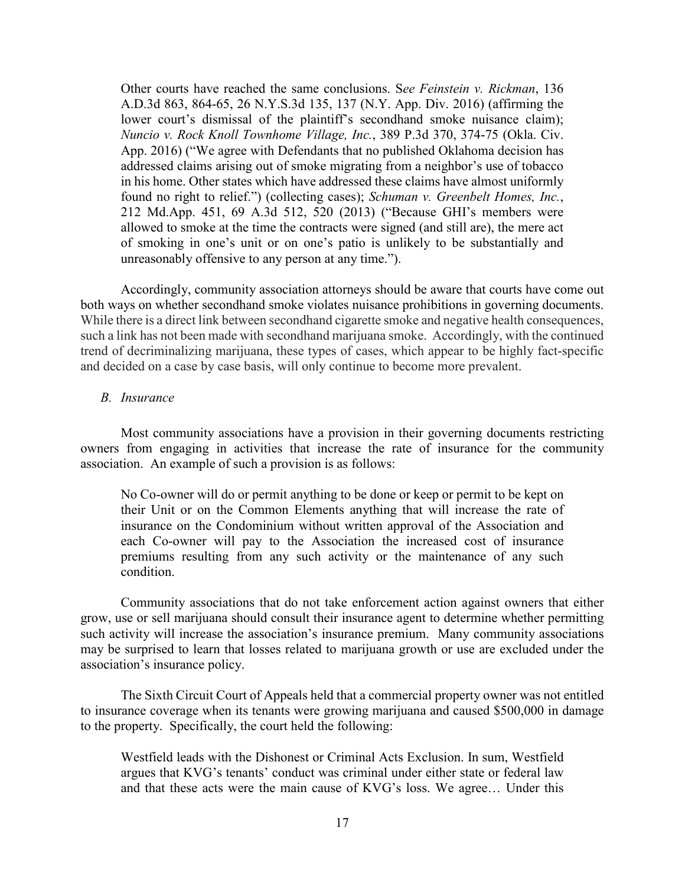> Other courts have reached the same conclusions. S*ee Feinstein v. Rickman*, 136 A.D.3d 863, 864-65, 26 N.Y.S.3d 135, 137 (N.Y. App. Div. 2016) (affirming the lower court's dismissal of the plaintiff's secondhand smoke nuisance claim); *Nuncio v. Rock Knoll Townhome Village, Inc.*, 389 P.3d 370, 374-75 (Okla. Civ. App. 2016) ("We agree with Defendants that no published Oklahoma decision has addressed claims arising out of smoke migrating from a neighbor's use of tobacco in his home. Other states which have addressed these claims have almost uniformly found no right to relief.") (collecting cases); *Schuman v. Greenbelt Homes, Inc.*, 212 Md.App. 451, 69 A.3d 512, 520 (2013) ("Because GHI's members were allowed to smoke at the time the contracts were signed (and still are), the mere act of smoking in one's unit or on one's patio is unlikely to be substantially and unreasonably offensive to any person at any time.").

Accordingly, community association attorneys should be aware that courts have come out both ways on whether secondhand smoke violates nuisance prohibitions in governing documents. While there is a direct link between secondhand cigarette smoke and negative health consequences, such a link has not been made with secondhand marijuana smoke. Accordingly, with the continued trend of decriminalizing marijuana, these types of cases, which appear to be highly fact-specific and decided on a case by case basis, will only continue to become more prevalent.

### *B. Insurance*

Most community associations have a provision in their governing documents restricting owners from engaging in activities that increase the rate of insurance for the community association. An example of such a provision is as follows:

> No Co-owner will do or permit anything to be done or keep or permit to be kept on their Unit or on the Common Elements anything that will increase the rate of insurance on the Condominium without written approval of the Association and each Co-owner will pay to the Association the increased cost of insurance premiums resulting from any such activity or the maintenance of any such condition.

Community associations that do not take enforcement action against owners that either grow, use or sell marijuana should consult their insurance agent to determine whether permitting such activity will increase the association's insurance premium. Many community associations may be surprised to learn that losses related to marijuana growth or use are excluded under the association's insurance policy.

The Sixth Circuit Court of Appeals held that a commercial property owner was not entitled to insurance coverage when its tenants were growing marijuana and caused $500,000 in damage to the property. Specifically, the court held the following:

> Westfield leads with the Dishonest or Criminal Acts Exclusion. In sum, Westfield argues that KVG's tenants' conduct was criminal under either state or federal law and that these acts were the main cause of KVG's loss. We agree… Under this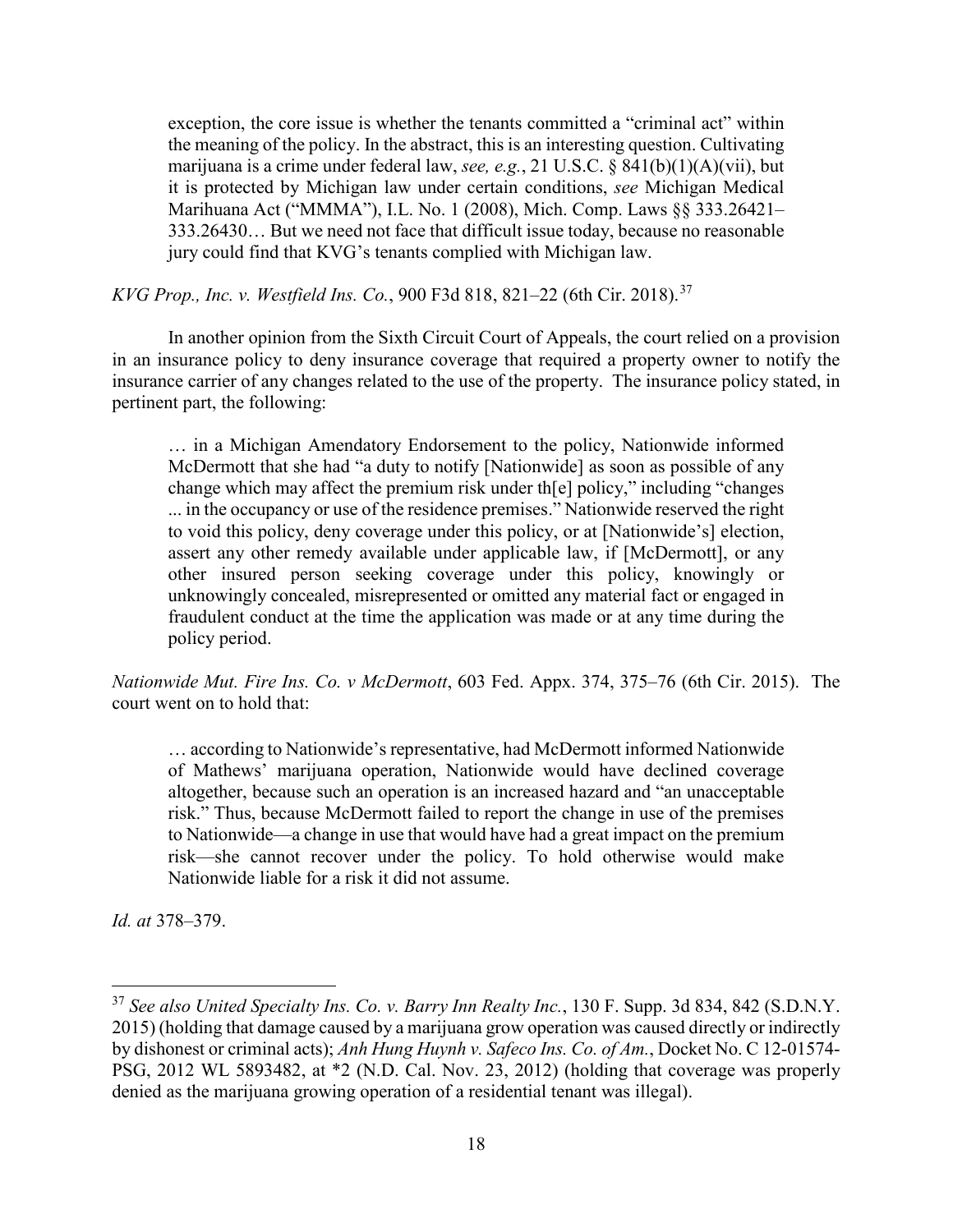> exception, the core issue is whether the tenants committed a "criminal act" within the meaning of the policy. In the abstract, this is an interesting question. Cultivating marijuana is a crime under federal law, *see, e.g.*, 21 U.S.C. § 841(b)(1)(A)(vii), but it is protected by Michigan law under certain conditions, *see* Michigan Medical Marihuana Act ("MMMA"), I.L. No. 1 (2008), Mich. Comp. Laws §§ 333.26421–333.26430… But we need not face that difficult issue today, because no reasonable jury could find that KVG's tenants complied with Michigan law.

*KVG Prop., Inc. v. Westfield Ins. Co.*, 900 F3d 818, 821–22 (6th Cir. 2018).[37]

In another opinion from the Sixth Circuit Court of Appeals, the court relied on a provision in an insurance policy to deny insurance coverage that required a property owner to notify the insurance carrier of any changes related to the use of the property. The insurance policy stated, in pertinent part, the following:

> … in a Michigan Amendatory Endorsement to the policy, Nationwide informed McDermott that she had "a duty to notify [Nationwide] as soon as possible of any change which may affect the premium risk under th[e] policy," including "changes ... in the occupancy or use of the residence premises." Nationwide reserved the right to void this policy, deny coverage under this policy, or at [Nationwide's] election, assert any other remedy available under applicable law, if [McDermott], or any other insured person seeking coverage under this policy, knowingly or unknowingly concealed, misrepresented or omitted any material fact or engaged in fraudulent conduct at the time the application was made or at any time during the policy period.

*Nationwide Mut. Fire Ins. Co v McDermott*, 603 Fed. Appx. 374, 375–76 (6th Cir. 2015). The court went on to hold that:

> … according to Nationwide's representative, had McDermott informed Nationwide of Mathews' marijuana operation, Nationwide would have declined coverage altogether, because such an operation is an increased hazard and "an unacceptable risk." Thus, because McDermott failed to report the change in use of the premises to Nationwide—a change in use that would have had a great impact on the premium risk—she cannot recover under the policy. To hold otherwise would make Nationwide liable for a risk it did not assume.

*Id. at* 378–379.

---

[37] *See also United Specialty Ins. Co. v. Barry Inn Realty Inc.*, 130 F. Supp. 3d 834, 842 (S.D.N.Y. 2015) (holding that damage caused by a marijuana grow operation was caused directly or indirectly by dishonest or criminal acts); *Anh Hung Huynh v. Safeco Ins. Co. of Am.*, Docket No. C 12-01574-PSG, 2012 WL 5893482, at *2 (N.D. Cal. Nov. 23, 2012) (holding that coverage was properly denied as the marijuana growing operation of a residential tenant was illegal).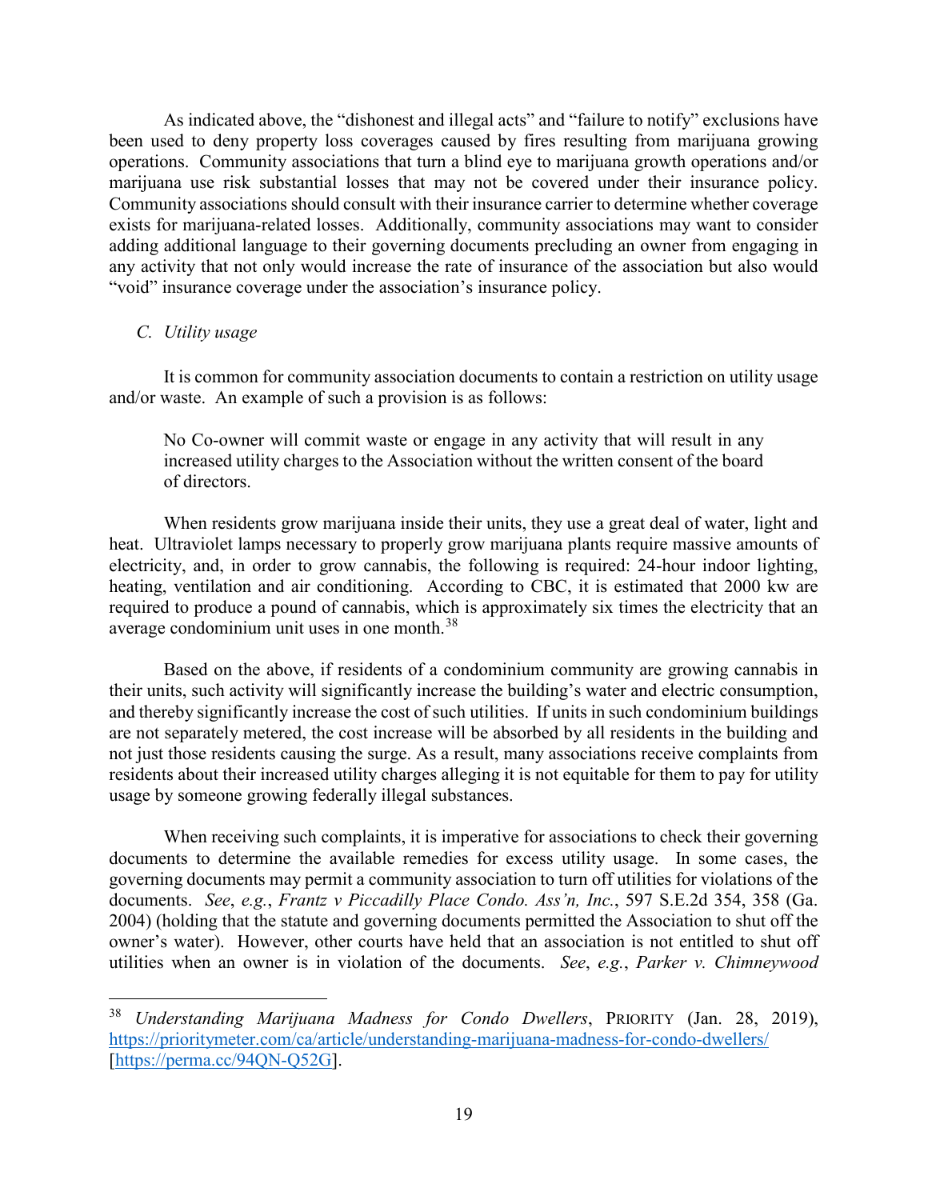As indicated above, the "dishonest and illegal acts" and "failure to notify" exclusions have been used to deny property loss coverages caused by fires resulting from marijuana growing operations. Community associations that turn a blind eye to marijuana growth operations and/or marijuana use risk substantial losses that may not be covered under their insurance policy. Community associations should consult with their insurance carrier to determine whether coverage exists for marijuana-related losses. Additionally, community associations may want to consider adding additional language to their governing documents precluding an owner from engaging in any activity that not only would increase the rate of insurance of the association but also would "void" insurance coverage under the association's insurance policy.

### *C. Utility usage*

It is common for community association documents to contain a restriction on utility usage and/or waste. An example of such a provision is as follows:

> No Co-owner will commit waste or engage in any activity that will result in any increased utility charges to the Association without the written consent of the board of directors.

When residents grow marijuana inside their units, they use a great deal of water, light and heat. Ultraviolet lamps necessary to properly grow marijuana plants require massive amounts of electricity, and, in order to grow cannabis, the following is required: 24-hour indoor lighting, heating, ventilation and air conditioning. According to CBC, it is estimated that 2000 kw are required to produce a pound of cannabis, which is approximately six times the electricity that an average condominium unit uses in one month.[38]

Based on the above, if residents of a condominium community are growing cannabis in their units, such activity will significantly increase the building's water and electric consumption, and thereby significantly increase the cost of such utilities. If units in such condominium buildings are not separately metered, the cost increase will be absorbed by all residents in the building and not just those residents causing the surge. As a result, many associations receive complaints from residents about their increased utility charges alleging it is not equitable for them to pay for utility usage by someone growing federally illegal substances.

When receiving such complaints, it is imperative for associations to check their governing documents to determine the available remedies for excess utility usage. In some cases, the governing documents may permit a community association to turn off utilities for violations of the documents. *See*, *e.g.*, *Frantz v Piccadilly Place Condo. Ass'n, Inc.*, 597 S.E.2d 354, 358 (Ga. 2004) (holding that the statute and governing documents permitted the Association to shut off the owner's water). However, other courts have held that an association is not entitled to shut off utilities when an owner is in violation of the documents. *See*, *e.g.*, *Parker v. Chimneywood*

---

[38] *Understanding Marijuana Madness for Condo Dwellers*, PRIORITY (Jan. 28, 2019), https://prioritymeter.com/ca/article/understanding-marijuana-madness-for-condo-dwellers/ [https://perma.cc/94QN-Q52G].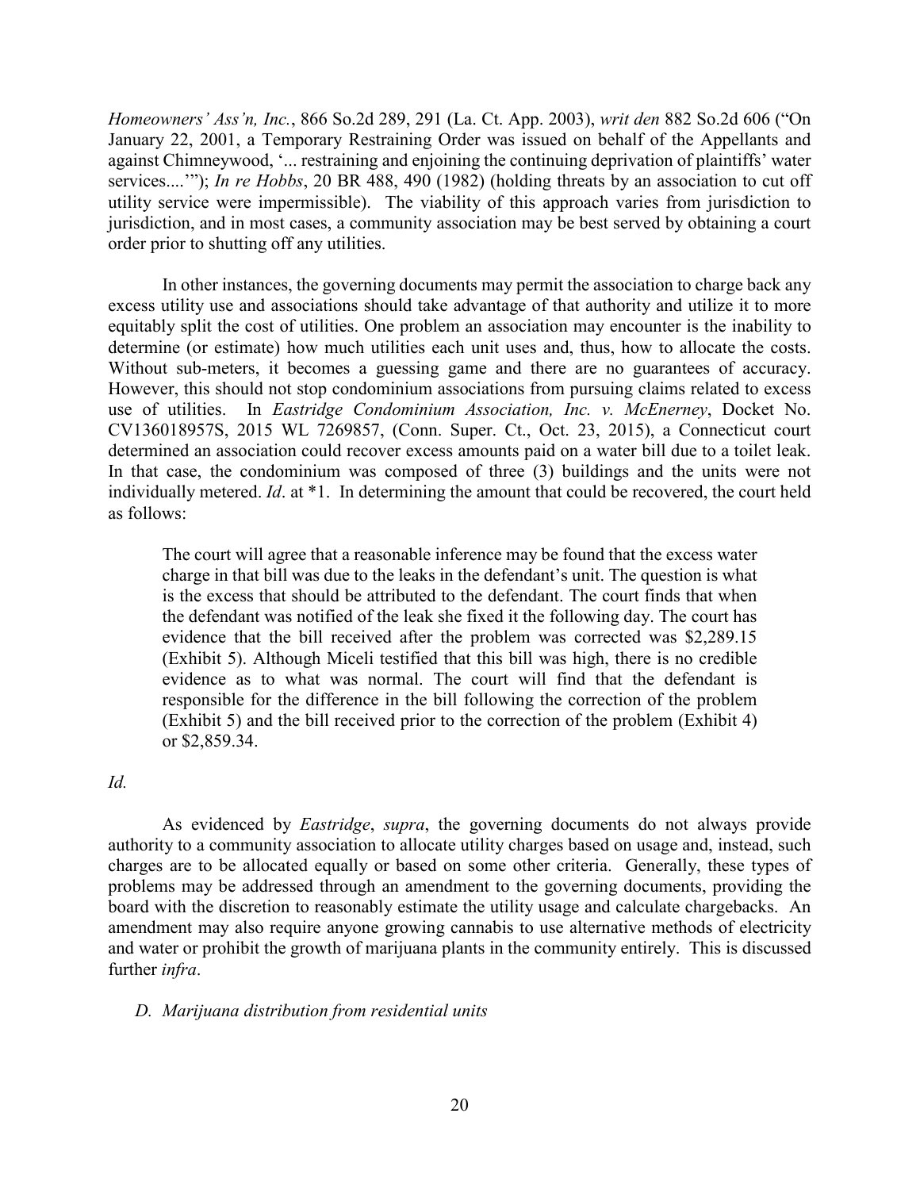*Homeowners' Ass'n, Inc.*, 866 So.2d 289, 291 (La. Ct. App. 2003), *writ den* 882 So.2d 606 ("On January 22, 2001, a Temporary Restraining Order was issued on behalf of the Appellants and against Chimneywood, '... restraining and enjoining the continuing deprivation of plaintiffs' water services....'"); *In re Hobbs*, 20 BR 488, 490 (1982) (holding threats by an association to cut off utility service were impermissible). The viability of this approach varies from jurisdiction to jurisdiction, and in most cases, a community association may be best served by obtaining a court order prior to shutting off any utilities.

In other instances, the governing documents may permit the association to charge back any excess utility use and associations should take advantage of that authority and utilize it to more equitably split the cost of utilities. One problem an association may encounter is the inability to determine (or estimate) how much utilities each unit uses and, thus, how to allocate the costs. Without sub-meters, it becomes a guessing game and there are no guarantees of accuracy. However, this should not stop condominium associations from pursuing claims related to excess use of utilities. In *Eastridge Condominium Association, Inc. v. McEnerney*, Docket No. CV136018957S, 2015 WL 7269857, (Conn. Super. Ct., Oct. 23, 2015), a Connecticut court determined an association could recover excess amounts paid on a water bill due to a toilet leak. In that case, the condominium was composed of three (3) buildings and the units were not individually metered. *Id*. at *1. In determining the amount that could be recovered, the court held as follows:

> The court will agree that a reasonable inference may be found that the excess water charge in that bill was due to the leaks in the defendant's unit. The question is what is the excess that should be attributed to the defendant. The court finds that when the defendant was notified of the leak she fixed it the following day. The court has evidence that the bill received after the problem was corrected was $2,289.15 (Exhibit 5). Although Miceli testified that this bill was high, there is no credible evidence as to what was normal. The court will find that the defendant is responsible for the difference in the bill following the correction of the problem (Exhibit 5) and the bill received prior to the correction of the problem (Exhibit 4) or $2,859.34.

*Id.*

As evidenced by *Eastridge*, *supra*, the governing documents do not always provide authority to a community association to allocate utility charges based on usage and, instead, such charges are to be allocated equally or based on some other criteria. Generally, these types of problems may be addressed through an amendment to the governing documents, providing the board with the discretion to reasonably estimate the utility usage and calculate chargebacks. An amendment may also require anyone growing cannabis to use alternative methods of electricity and water or prohibit the growth of marijuana plants in the community entirely. This is discussed further *infra*.

### *D. Marijuana distribution from residential units*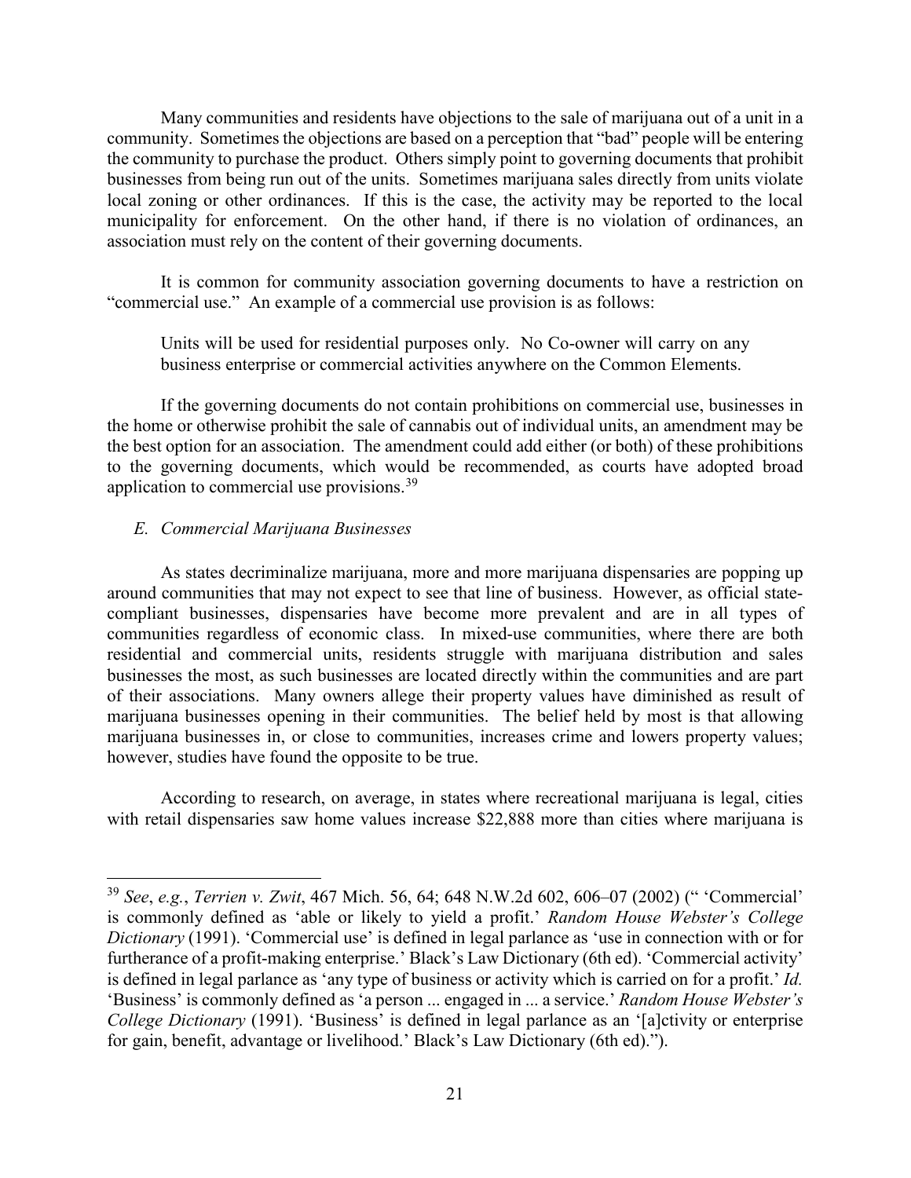Many communities and residents have objections to the sale of marijuana out of a unit in a community. Sometimes the objections are based on a perception that "bad" people will be entering the community to purchase the product. Others simply point to governing documents that prohibit businesses from being run out of the units. Sometimes marijuana sales directly from units violate local zoning or other ordinances. If this is the case, the activity may be reported to the local municipality for enforcement. On the other hand, if there is no violation of ordinances, an association must rely on the content of their governing documents.

It is common for community association governing documents to have a restriction on "commercial use." An example of a commercial use provision is as follows:

> Units will be used for residential purposes only. No Co-owner will carry on any business enterprise or commercial activities anywhere on the Common Elements.

If the governing documents do not contain prohibitions on commercial use, businesses in the home or otherwise prohibit the sale of cannabis out of individual units, an amendment may be the best option for an association. The amendment could add either (or both) of these prohibitions to the governing documents, which would be recommended, as courts have adopted broad application to commercial use provisions.[39]

### *E. Commercial Marijuana Businesses*

As states decriminalize marijuana, more and more marijuana dispensaries are popping up around communities that may not expect to see that line of business. However, as official state-compliant businesses, dispensaries have become more prevalent and are in all types of communities regardless of economic class. In mixed-use communities, where there are both residential and commercial units, residents struggle with marijuana distribution and sales businesses the most, as such businesses are located directly within the communities and are part of their associations. Many owners allege their property values have diminished as result of marijuana businesses opening in their communities. The belief held by most is that allowing marijuana businesses in, or close to communities, increases crime and lowers property values; however, studies have found the opposite to be true.

According to research, on average, in states where recreational marijuana is legal, cities with retail dispensaries saw home values increase $22,888 more than cities where marijuana is

---

[39] *See*, *e.g.*, *Terrien v. Zwit*, 467 Mich. 56, 64; 648 N.W.2d 602, 606–07 (2002) (" 'Commercial' is commonly defined as 'able or likely to yield a profit.' *Random House Webster's College Dictionary* (1991). 'Commercial use' is defined in legal parlance as 'use in connection with or for furtherance of a profit-making enterprise.' Black's Law Dictionary (6th ed). 'Commercial activity' is defined in legal parlance as 'any type of business or activity which is carried on for a profit.' *Id.* 'Business' is commonly defined as 'a person ... engaged in ... a service.' *Random House Webster's College Dictionary* (1991). 'Business' is defined in legal parlance as an '[a]ctivity or enterprise for gain, benefit, advantage or livelihood.' Black's Law Dictionary (6th ed).").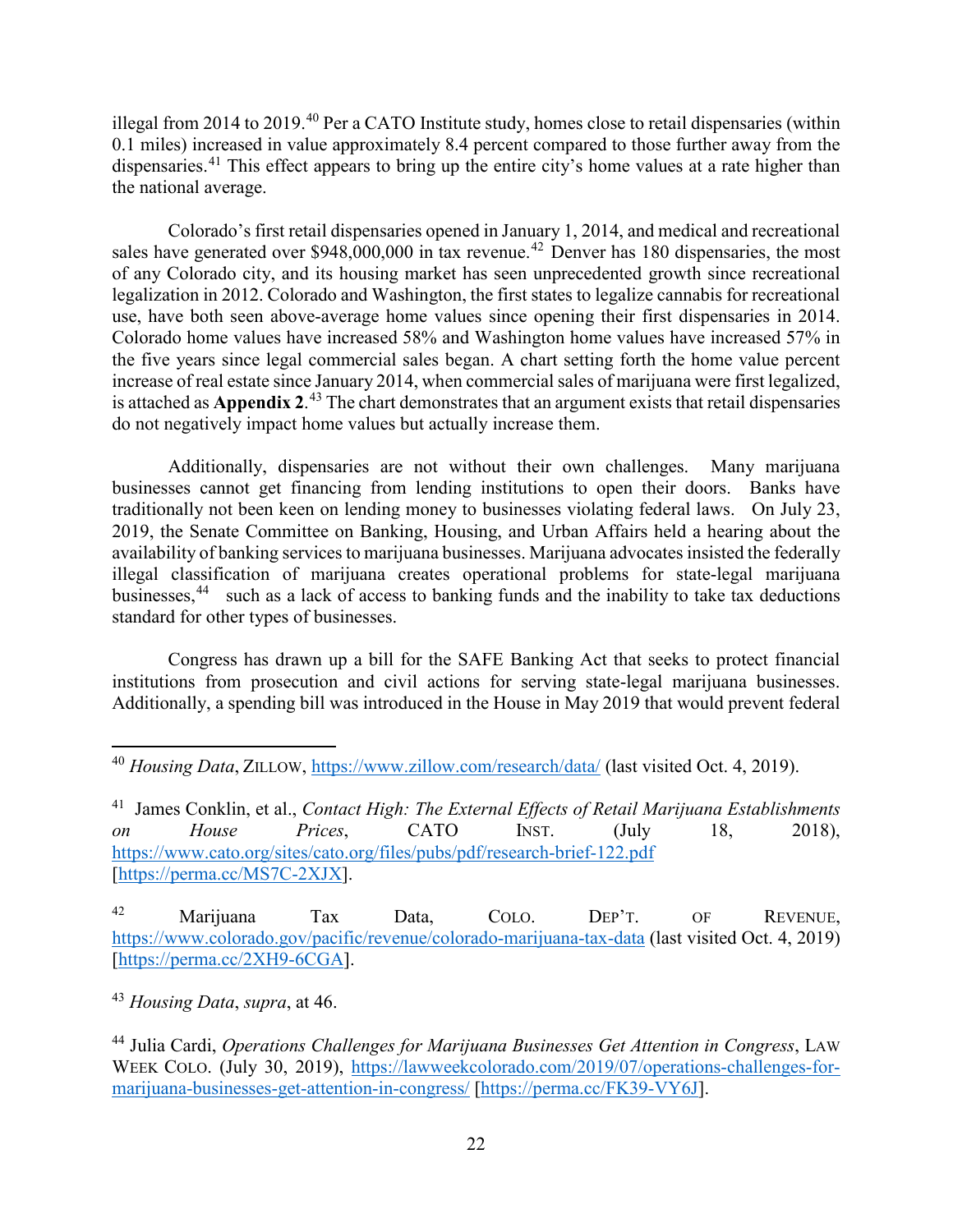illegal from 2014 to 2019.[40] Per a CATO Institute study, homes close to retail dispensaries (within 0.1 miles) increased in value approximately 8.4 percent compared to those further away from the dispensaries.[41] This effect appears to bring up the entire city's home values at a rate higher than the national average.

Colorado's first retail dispensaries opened in January 1, 2014, and medical and recreational sales have generated over $948,000,000 in tax revenue.[42] Denver has 180 dispensaries, the most of any Colorado city, and its housing market has seen unprecedented growth since recreational legalization in 2012. Colorado and Washington, the first states to legalize cannabis for recreational use, have both seen above-average home values since opening their first dispensaries in 2014. Colorado home values have increased 58% and Washington home values have increased 57% in the five years since legal commercial sales began. A chart setting forth the home value percent increase of real estate since January 2014, when commercial sales of marijuana were first legalized, is attached as **Appendix 2**.[43] The chart demonstrates that an argument exists that retail dispensaries do not negatively impact home values but actually increase them.

Additionally, dispensaries are not without their own challenges. Many marijuana businesses cannot get financing from lending institutions to open their doors. Banks have traditionally not been keen on lending money to businesses violating federal laws. On July 23, 2019, the Senate Committee on Banking, Housing, and Urban Affairs held a hearing about the availability of banking services to marijuana businesses. Marijuana advocates insisted the federally illegal classification of marijuana creates operational problems for state-legal marijuana businesses,[44] such as a lack of access to banking funds and the inability to take tax deductions standard for other types of businesses.

Congress has drawn up a bill for the SAFE Banking Act that seeks to protect financial institutions from prosecution and civil actions for serving state-legal marijuana businesses. Additionally, a spending bill was introduced in the House in May 2019 that would prevent federal

---

[40] *Housing Data*, ZILLOW, https://www.zillow.com/research/data/ (last visited Oct. 4, 2019).

[41] James Conklin, et al., *Contact High: The External Effects of Retail Marijuana Establishments on House Prices*, CATO INST. (July 18, 2018), https://www.cato.org/sites/cato.org/files/pubs/pdf/research-brief-122.pdf [https://perma.cc/MS7C-2XJX].

[42] Marijuana Tax Data, COLO. DEP'T. OF REVENUE, https://www.colorado.gov/pacific/revenue/colorado-marijuana-tax-data (last visited Oct. 4, 2019) [https://perma.cc/2XH9-6CGA].

[43] *Housing Data*, *supra*, at 46.

[44] Julia Cardi, *Operations Challenges for Marijuana Businesses Get Attention in Congress*, LAW WEEK COLO. (July 30, 2019), https://lawweekcolorado.com/2019/07/operations-challenges-for-marijuana-businesses-get-attention-in-congress/ [https://perma.cc/FK39-VY6J].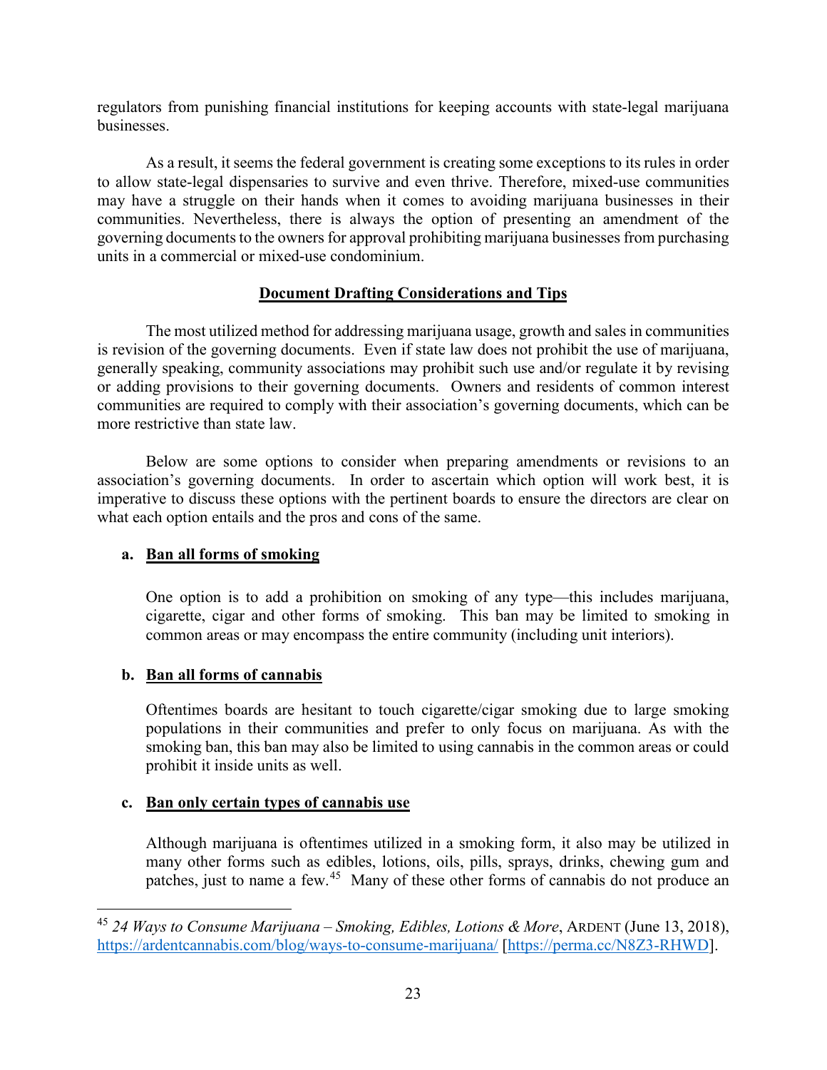regulators from punishing financial institutions for keeping accounts with state-legal marijuana businesses.

As a result, it seems the federal government is creating some exceptions to its rules in order to allow state-legal dispensaries to survive and even thrive. Therefore, mixed-use communities may have a struggle on their hands when it comes to avoiding marijuana businesses in their communities. Nevertheless, there is always the option of presenting an amendment of the governing documents to the owners for approval prohibiting marijuana businesses from purchasing units in a commercial or mixed-use condominium.

## <u>Document Drafting Considerations and Tips</u>

The most utilized method for addressing marijuana usage, growth and sales in communities is revision of the governing documents. Even if state law does not prohibit the use of marijuana, generally speaking, community associations may prohibit such use and/or regulate it by revising or adding provisions to their governing documents. Owners and residents of common interest communities are required to comply with their association's governing documents, which can be more restrictive than state law.

Below are some options to consider when preparing amendments or revisions to an association's governing documents. In order to ascertain which option will work best, it is imperative to discuss these options with the pertinent boards to ensure the directors are clear on what each option entails and the pros and cons of the same.

**a. <u>Ban all forms of smoking</u>**

One option is to add a prohibition on smoking of any type—this includes marijuana, cigarette, cigar and other forms of smoking. This ban may be limited to smoking in common areas or may encompass the entire community (including unit interiors).

**b. <u>Ban all forms of cannabis</u>**

Oftentimes boards are hesitant to touch cigarette/cigar smoking due to large smoking populations in their communities and prefer to only focus on marijuana. As with the smoking ban, this ban may also be limited to using cannabis in the common areas or could prohibit it inside units as well.

**c. <u>Ban only certain types of cannabis use</u>**

Although marijuana is oftentimes utilized in a smoking form, it also may be utilized in many other forms such as edibles, lotions, oils, pills, sprays, drinks, chewing gum and patches, just to name a few.[45] Many of these other forms of cannabis do not produce an

---

[45] *24 Ways to Consume Marijuana – Smoking, Edibles, Lotions & More*, ARDENT (June 13, 2018), https://ardentcannabis.com/blog/ways-to-consume-marijuana/ [https://perma.cc/N8Z3-RHWD].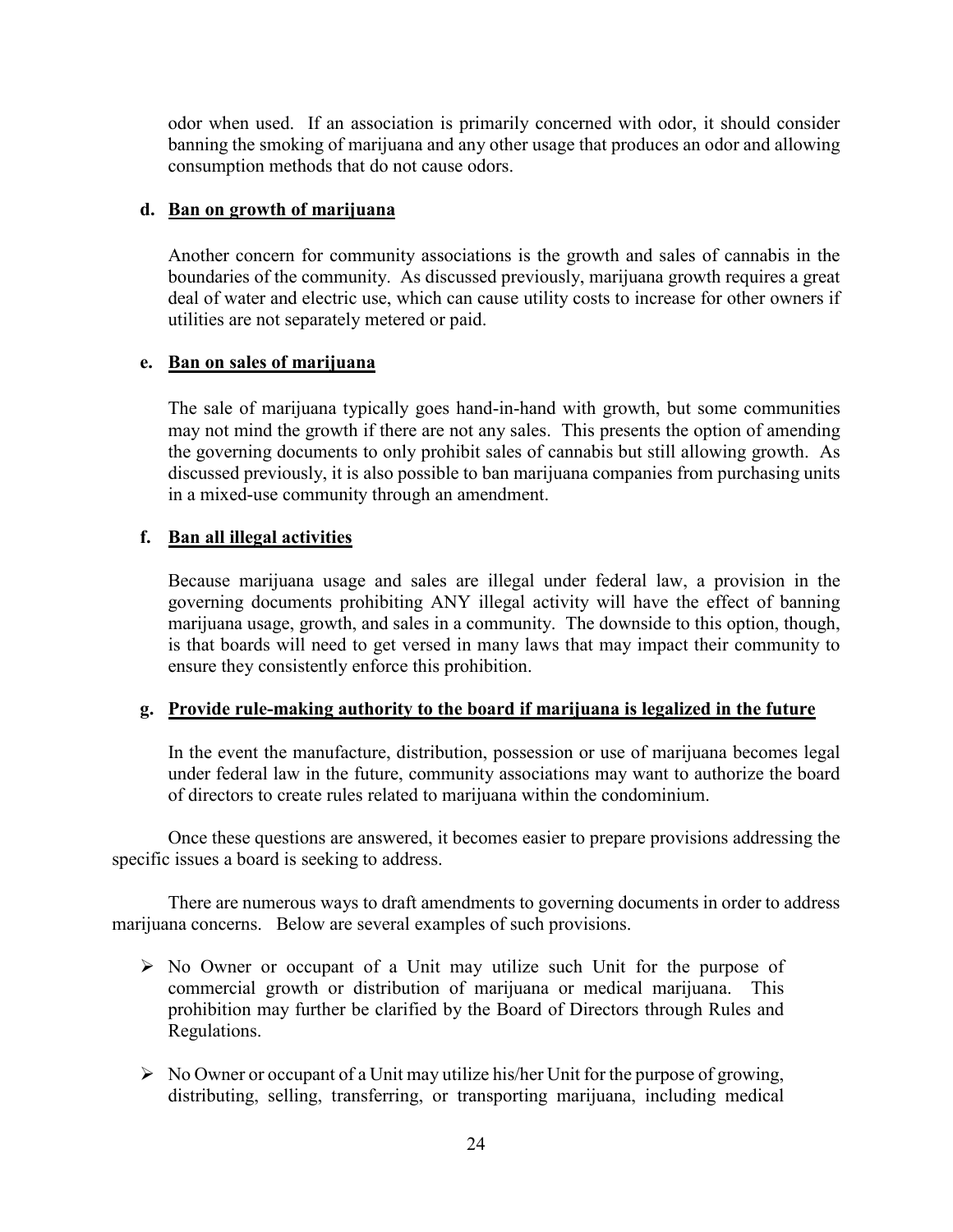odor when used. If an association is primarily concerned with odor, it should consider banning the smoking of marijuana and any other usage that produces an odor and allowing consumption methods that do not cause odors.

**d. Ban on growth of marijuana**

Another concern for community associations is the growth and sales of cannabis in the boundaries of the community. As discussed previously, marijuana growth requires a great deal of water and electric use, which can cause utility costs to increase for other owners if utilities are not separately metered or paid.

**e. Ban on sales of marijuana**

The sale of marijuana typically goes hand-in-hand with growth, but some communities may not mind the growth if there are not any sales. This presents the option of amending the governing documents to only prohibit sales of cannabis but still allowing growth. As discussed previously, it is also possible to ban marijuana companies from purchasing units in a mixed-use community through an amendment.

**f. Ban all illegal activities**

Because marijuana usage and sales are illegal under federal law, a provision in the governing documents prohibiting ANY illegal activity will have the effect of banning marijuana usage, growth, and sales in a community. The downside to this option, though, is that boards will need to get versed in many laws that may impact their community to ensure they consistently enforce this prohibition.

**g. Provide rule-making authority to the board if marijuana is legalized in the future**

In the event the manufacture, distribution, possession or use of marijuana becomes legal under federal law in the future, community associations may want to authorize the board of directors to create rules related to marijuana within the condominium.

Once these questions are answered, it becomes easier to prepare provisions addressing the specific issues a board is seeking to address.

There are numerous ways to draft amendments to governing documents in order to address marijuana concerns. Below are several examples of such provisions.

- No Owner or occupant of a Unit may utilize such Unit for the purpose of commercial growth or distribution of marijuana or medical marijuana. This prohibition may further be clarified by the Board of Directors through Rules and Regulations.

- No Owner or occupant of a Unit may utilize his/her Unit for the purpose of growing, distributing, selling, transferring, or transporting marijuana, including medical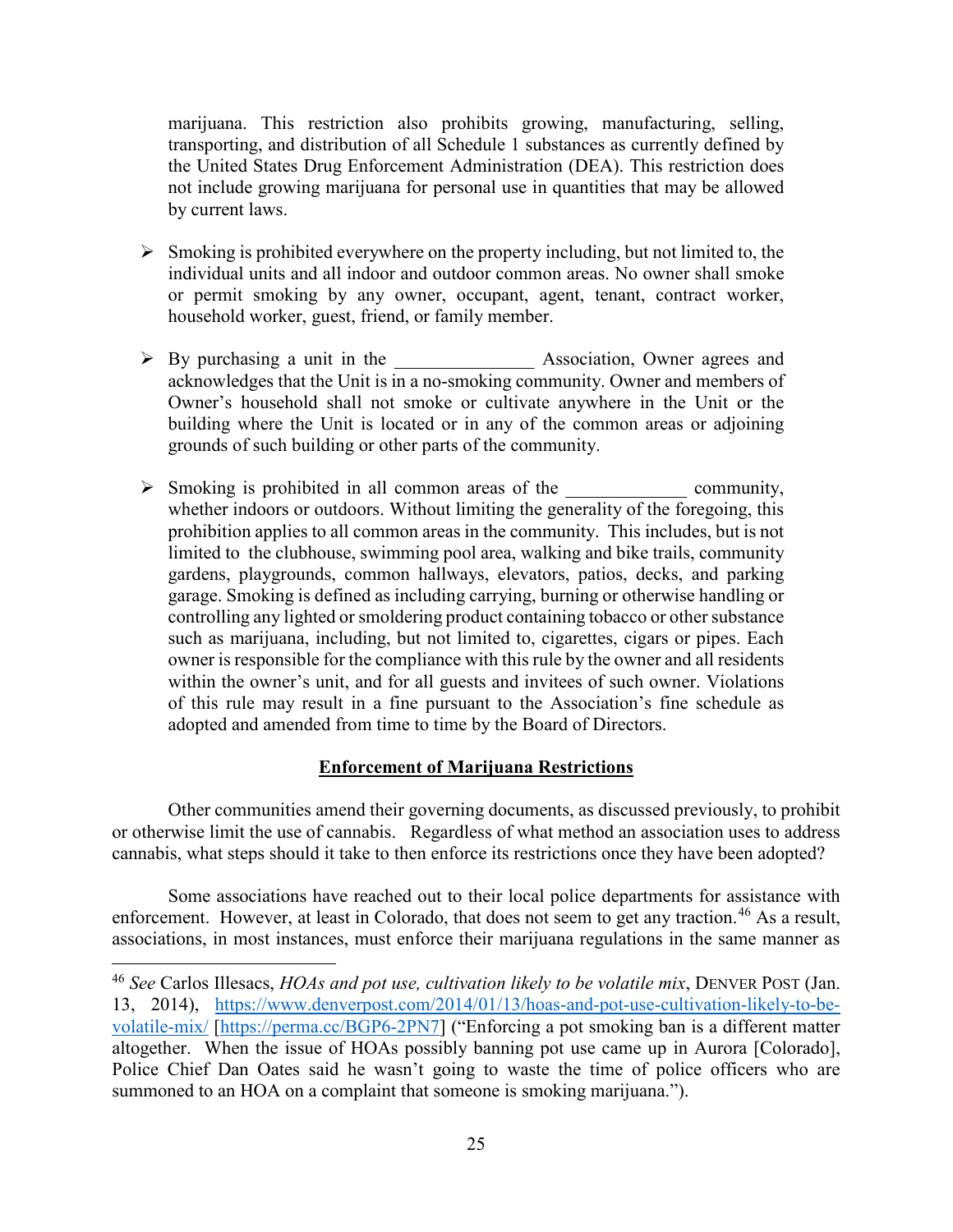marijuana. This restriction also prohibits growing, manufacturing, selling, transporting, and distribution of all Schedule 1 substances as currently defined by the United States Drug Enforcement Administration (DEA). This restriction does not include growing marijuana for personal use in quantities that may be allowed by current laws.

- Smoking is prohibited everywhere on the property including, but not limited to, the individual units and all indoor and outdoor common areas. No owner shall smoke or permit smoking by any owner, occupant, agent, tenant, contract worker, household worker, guest, friend, or family member.

- By purchasing a unit in the _______________ Association, Owner agrees and acknowledges that the Unit is in a no-smoking community. Owner and members of Owner's household shall not smoke or cultivate anywhere in the Unit or the building where the Unit is located or in any of the common areas or adjoining grounds of such building or other parts of the community.

- Smoking is prohibited in all common areas of the _____________ community, whether indoors or outdoors. Without limiting the generality of the foregoing, this prohibition applies to all common areas in the community. This includes, but is not limited to the clubhouse, swimming pool area, walking and bike trails, community gardens, playgrounds, common hallways, elevators, patios, decks, and parking garage. Smoking is defined as including carrying, burning or otherwise handling or controlling any lighted or smoldering product containing tobacco or other substance such as marijuana, including, but not limited to, cigarettes, cigars or pipes. Each owner is responsible for the compliance with this rule by the owner and all residents within the owner's unit, and for all guests and invitees of such owner. Violations of this rule may result in a fine pursuant to the Association's fine schedule as adopted and amended from time to time by the Board of Directors.

## Enforcement of Marijuana Restrictions

Other communities amend their governing documents, as discussed previously, to prohibit or otherwise limit the use of cannabis. Regardless of what method an association uses to address cannabis, what steps should it take to then enforce its restrictions once they have been adopted?

Some associations have reached out to their local police departments for assistance with enforcement. However, at least in Colorado, that does not seem to get any traction.[46] As a result, associations, in most instances, must enforce their marijuana regulations in the same manner as

[46] *See* Carlos Illesacs, *HOAs and pot use, cultivation likely to be volatile mix*, DENVER POST (Jan. 13, 2014), https://www.denverpost.com/2014/01/13/hoas-and-pot-use-cultivation-likely-to-be-volatile-mix/ [https://perma.cc/BGP6-2PN7] ("Enforcing a pot smoking ban is a different matter altogether. When the issue of HOAs possibly banning pot use came up in Aurora [Colorado], Police Chief Dan Oates said he wasn't going to waste the time of police officers who are summoned to an HOA on a complaint that someone is smoking marijuana.").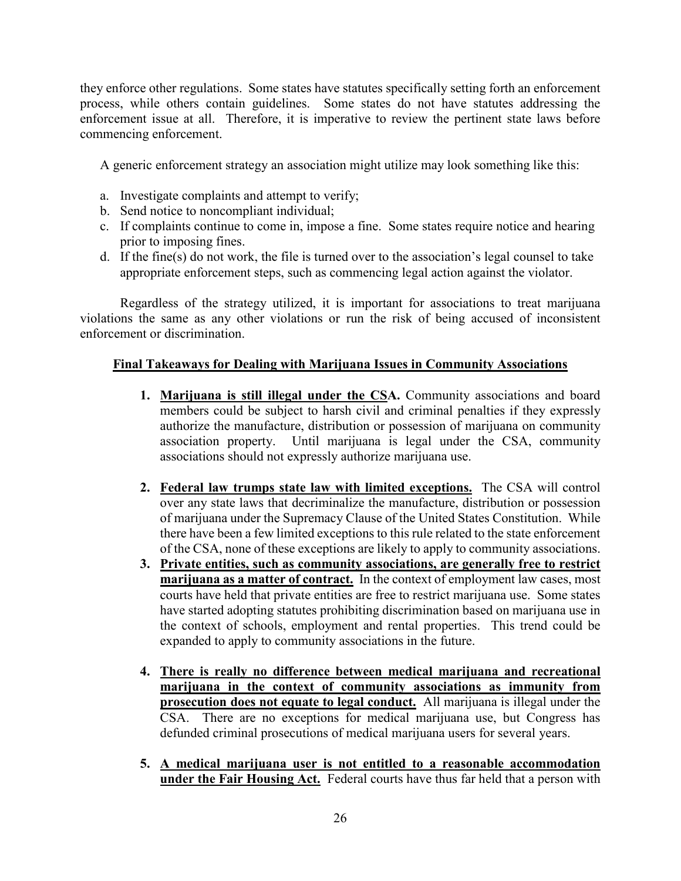they enforce other regulations. Some states have statutes specifically setting forth an enforcement process, while others contain guidelines. Some states do not have statutes addressing the enforcement issue at all. Therefore, it is imperative to review the pertinent state laws before commencing enforcement.

A generic enforcement strategy an association might utilize may look something like this:

a. Investigate complaints and attempt to verify;
b. Send notice to noncompliant individual;
c. If complaints continue to come in, impose a fine. Some states require notice and hearing prior to imposing fines.
d. If the fine(s) do not work, the file is turned over to the association's legal counsel to take appropriate enforcement steps, such as commencing legal action against the violator.

Regardless of the strategy utilized, it is important for associations to treat marijuana violations the same as any other violations or run the risk of being accused of inconsistent enforcement or discrimination.

## Final Takeaways for Dealing with Marijuana Issues in Community Associations

1. **Marijuana is still illegal under the CSA.** Community associations and board members could be subject to harsh civil and criminal penalties if they expressly authorize the manufacture, distribution or possession of marijuana on community association property. Until marijuana is legal under the CSA, community associations should not expressly authorize marijuana use.

2. **Federal law trumps state law with limited exceptions.** The CSA will control over any state laws that decriminalize the manufacture, distribution or possession of marijuana under the Supremacy Clause of the United States Constitution. While there have been a few limited exceptions to this rule related to the state enforcement of the CSA, none of these exceptions are likely to apply to community associations.

3. **Private entities, such as community associations, are generally free to restrict marijuana as a matter of contract.** In the context of employment law cases, most courts have held that private entities are free to restrict marijuana use. Some states have started adopting statutes prohibiting discrimination based on marijuana use in the context of schools, employment and rental properties. This trend could be expanded to apply to community associations in the future.

4. **There is really no difference between medical marijuana and recreational marijuana in the context of community associations as immunity from prosecution does not equate to legal conduct.** All marijuana is illegal under the CSA. There are no exceptions for medical marijuana use, but Congress has defunded criminal prosecutions of medical marijuana users for several years.

5. **A medical marijuana user is not entitled to a reasonable accommodation under the Fair Housing Act.** Federal courts have thus far held that a person with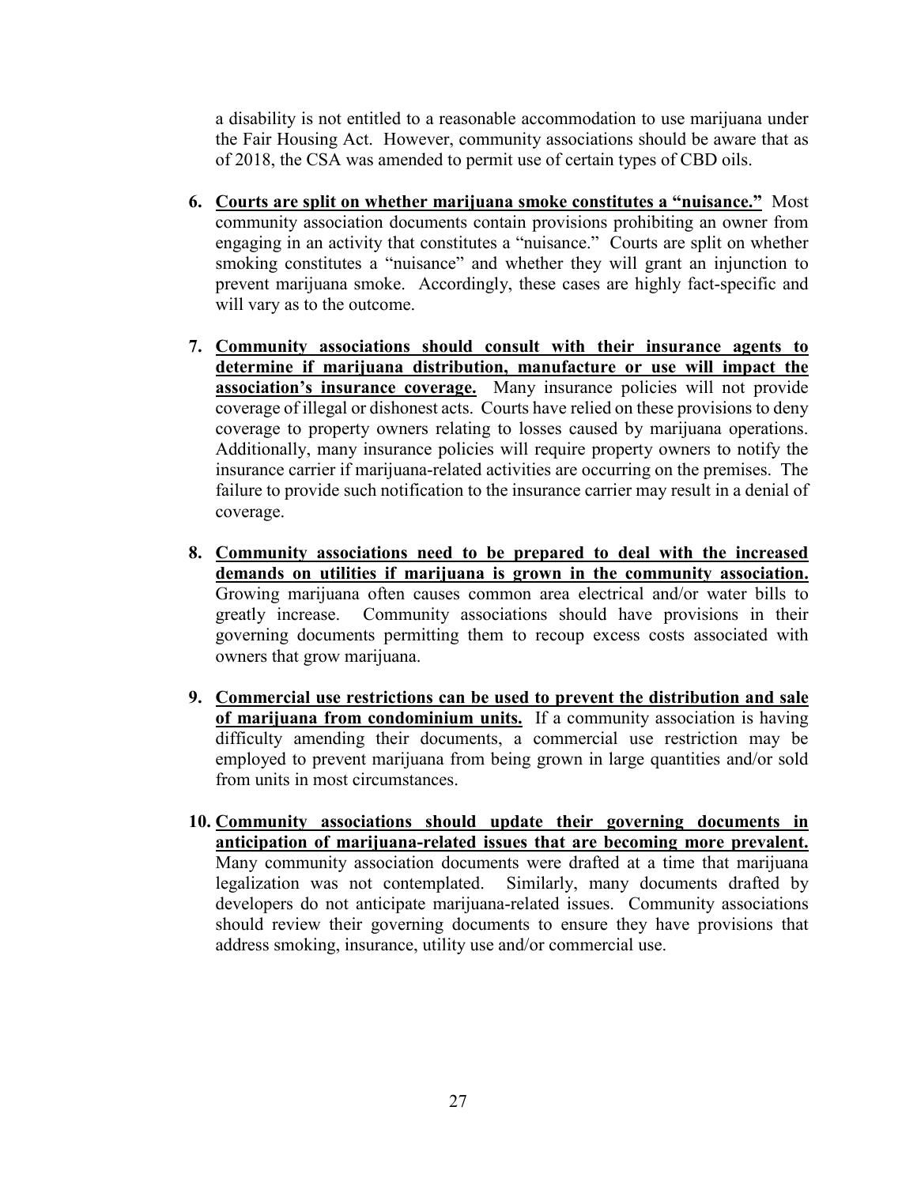a disability is not entitled to a reasonable accommodation to use marijuana under the Fair Housing Act. However, community associations should be aware that as of 2018, the CSA was amended to permit use of certain types of CBD oils.

6. **Courts are split on whether marijuana smoke constitutes a "nuisance."** Most community association documents contain provisions prohibiting an owner from engaging in an activity that constitutes a "nuisance." Courts are split on whether smoking constitutes a "nuisance" and whether they will grant an injunction to prevent marijuana smoke. Accordingly, these cases are highly fact-specific and will vary as to the outcome.

7. **Community associations should consult with their insurance agents to determine if marijuana distribution, manufacture or use will impact the association's insurance coverage.** Many insurance policies will not provide coverage of illegal or dishonest acts. Courts have relied on these provisions to deny coverage to property owners relating to losses caused by marijuana operations. Additionally, many insurance policies will require property owners to notify the insurance carrier if marijuana-related activities are occurring on the premises. The failure to provide such notification to the insurance carrier may result in a denial of coverage.

8. **Community associations need to be prepared to deal with the increased demands on utilities if marijuana is grown in the community association.** Growing marijuana often causes common area electrical and/or water bills to greatly increase. Community associations should have provisions in their governing documents permitting them to recoup excess costs associated with owners that grow marijuana.

9. **Commercial use restrictions can be used to prevent the distribution and sale of marijuana from condominium units.** If a community association is having difficulty amending their documents, a commercial use restriction may be employed to prevent marijuana from being grown in large quantities and/or sold from units in most circumstances.

10. **Community associations should update their governing documents in anticipation of marijuana-related issues that are becoming more prevalent.** Many community association documents were drafted at a time that marijuana legalization was not contemplated. Similarly, many documents drafted by developers do not anticipate marijuana-related issues. Community associations should review their governing documents to ensure they have provisions that address smoking, insurance, utility use and/or commercial use.